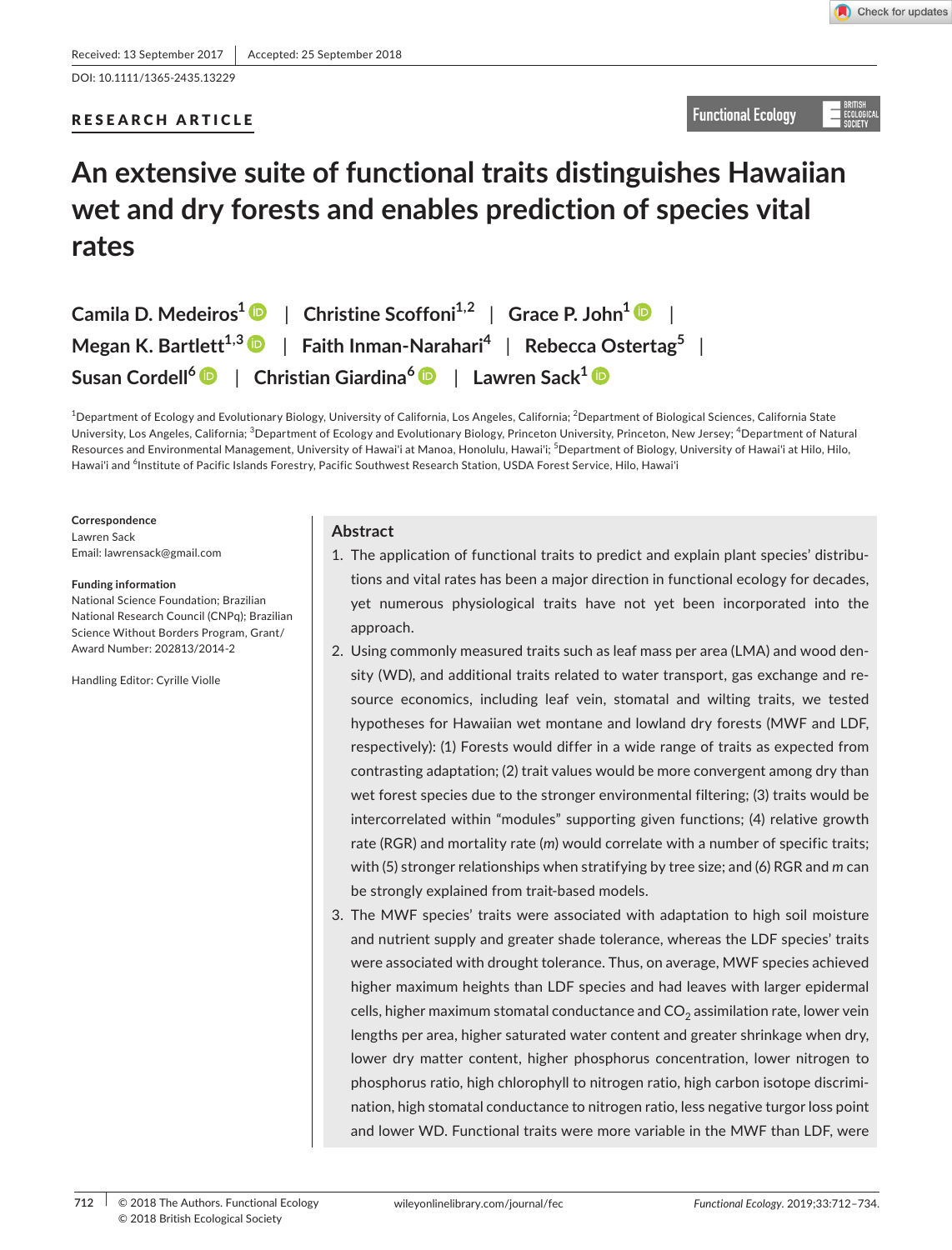Received: 13 September 2017 | Accepted: 25 September 2018

DOI: 10.1111/1365-2435.13229

**RESEARCH ARTICLE**

# An extensive suite of functional traits distinguishes Hawaiian wet and dry forests and enables prediction of species vital rates

**Camila D. Medeiros**[1] | **Christine Scoffoni**[1,2] | **Grace P. John**[1] | **Megan K. Bartlett**[1,3] | **Faith Inman-Narahari**[4] | **Rebecca Ostertag**[5] | **Susan Cordell**[6] | **Christian Giardina**[6] | **Lawren Sack**[1]

[1]Department of Ecology and Evolutionary Biology, University of California, Los Angeles, California; [2]Department of Biological Sciences, California State University, Los Angeles, California; [3]Department of Ecology and Evolutionary Biology, Princeton University, Princeton, New Jersey; [4]Department of Natural Resources and Environmental Management, University of Hawai'i at Manoa, Honolulu, Hawai'i; [5]Department of Biology, University of Hawai'i at Hilo, Hilo, Hawai'i and [6]Institute of Pacific Islands Forestry, Pacific Southwest Research Station, USDA Forest Service, Hilo, Hawai'i

**Correspondence**
Lawren Sack
Email: lawrensack@gmail.com

**Funding information**
National Science Foundation; Brazilian National Research Council (CNPq); Brazilian Science Without Borders Program, Grant/Award Number: 202813/2014-2

Handling Editor: Cyrille Violle

## Abstract

1. The application of functional traits to predict and explain plant species' distributions and vital rates has been a major direction in functional ecology for decades, yet numerous physiological traits have not yet been incorporated into the approach.
2. Using commonly measured traits such as leaf mass per area (LMA) and wood density (WD), and additional traits related to water transport, gas exchange and resource economics, including leaf vein, stomatal and wilting traits, we tested hypotheses for Hawaiian wet montane and lowland dry forests (MWF and LDF, respectively): (1) Forests would differ in a wide range of traits as expected from contrasting adaptation; (2) trait values would be more convergent among dry than wet forest species due to the stronger environmental filtering; (3) traits would be intercorrelated within "modules" supporting given functions; (4) relative growth rate (RGR) and mortality rate (*m*) would correlate with a number of specific traits; with (5) stronger relationships when stratifying by tree size; and (6) RGR and *m* can be strongly explained from trait-based models.
3. The MWF species' traits were associated with adaptation to high soil moisture and nutrient supply and greater shade tolerance, whereas the LDF species' traits were associated with drought tolerance. Thus, on average, MWF species achieved higher maximum heights than LDF species and had leaves with larger epidermal cells, higher maximum stomatal conductance and $CO_2$ assimilation rate, lower vein lengths per area, higher saturated water content and greater shrinkage when dry, lower dry matter content, higher phosphorus concentration, lower nitrogen to phosphorus ratio, high chlorophyll to nitrogen ratio, high carbon isotope discrimination, high stomatal conductance to nitrogen ratio, less negative turgor loss point and lower WD. Functional traits were more variable in the MWF than LDF, were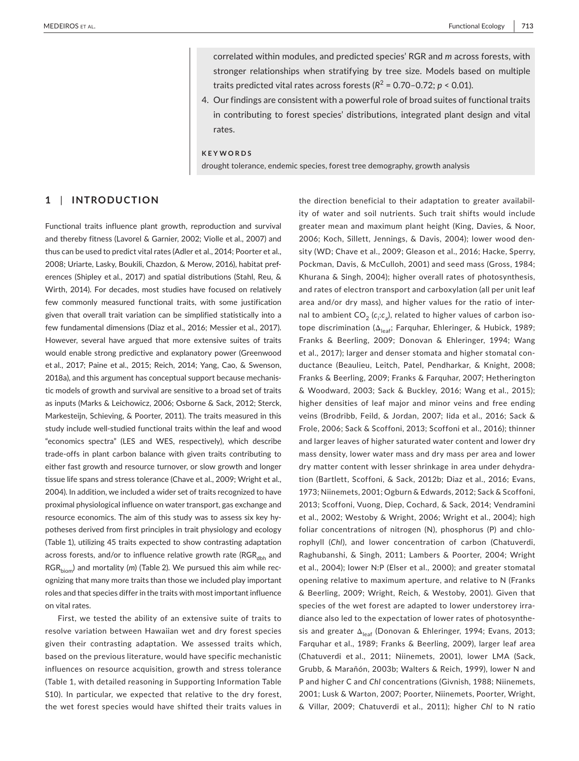correlated within modules, and predicted species' RGR and *m* across forests, with stronger relationships when stratifying by tree size. Models based on multiple traits predicted vital rates across forests ($R^2$ = 0.70–0.72; $p < 0.01$).

4. Our findings are consistent with a powerful role of broad suites of functional traits in contributing to forest species' distributions, integrated plant design and vital rates.

**KEYWORDS**

drought tolerance, endemic species, forest tree demography, growth analysis

## 1 | INTRODUCTION

Functional traits influence plant growth, reproduction and survival and thereby fitness (Lavorel & Garnier, 2002; Violle et al., 2007) and thus can be used to predict vital rates (Adler et al., 2014; Poorter et al., 2008; Uriarte, Lasky, Boukili, Chazdon, & Merow, 2016), habitat preferences (Shipley et al., 2017) and spatial distributions (Stahl, Reu, & Wirth, 2014). For decades, most studies have focused on relatively few commonly measured functional traits, with some justification given that overall trait variation can be simplified statistically into a few fundamental dimensions (Diaz et al., 2016; Messier et al., 2017). However, several have argued that more extensive suites of traits would enable strong predictive and explanatory power (Greenwood et al., 2017; Paine et al., 2015; Reich, 2014; Yang, Cao, & Swenson, 2018a), and this argument has conceptual support because mechanistic models of growth and survival are sensitive to a broad set of traits as inputs (Marks & Leichowicz, 2006; Osborne & Sack, 2012; Sterck, Markesteijn, Schieving, & Poorter, 2011). The traits measured in this study include well-studied functional traits within the leaf and wood "economics spectra" (LES and WES, respectively), which describe trade-offs in plant carbon balance with given traits contributing to either fast growth and resource turnover, or slow growth and longer tissue life spans and stress tolerance (Chave et al., 2009; Wright et al., 2004). In addition, we included a wider set of traits recognized to have proximal physiological influence on water transport, gas exchange and resource economics. The aim of this study was to assess six key hypotheses derived from first principles in trait physiology and ecology (Table 1), utilizing 45 traits expected to show contrasting adaptation across forests, and/or to influence relative growth rate ($RGR_{dbh}$ and $RGR_{biom}$) and mortality (*m*) (Table 2). We pursued this aim while recognizing that many more traits than those we included play important roles and that species differ in the traits with most important influence on vital rates.

First, we tested the ability of an extensive suite of traits to resolve variation between Hawaiian wet and dry forest species given their contrasting adaptation. We assessed traits which, based on the previous literature, would have specific mechanistic influences on resource acquisition, growth and stress tolerance (Table 1, with detailed reasoning in Supporting Information Table S10). In particular, we expected that relative to the dry forest, the wet forest species would have shifted their traits values in the direction beneficial to their adaptation to greater availability of water and soil nutrients. Such trait shifts would include greater mean and maximum plant height (King, Davies, & Noor, 2006; Koch, Sillett, Jennings, & Davis, 2004); lower wood density (WD; Chave et al., 2009; Gleason et al., 2016; Hacke, Sperry, Pockman, Davis, & McCulloh, 2001) and seed mass (Gross, 1984; Khurana & Singh, 2004); higher overall rates of photosynthesis, and rates of electron transport and carboxylation (all per unit leaf area and/or dry mass), and higher values for the ratio of internal to ambient $CO_2$ ($c_i$:$c_a$), related to higher values of carbon isotope discrimination ($\Delta_{leaf}$; Farquhar, Ehleringer, & Hubick, 1989; Franks & Beerling, 2009; Donovan & Ehleringer, 1994; Wang et al., 2017); larger and denser stomata and higher stomatal conductance (Beaulieu, Leitch, Patel, Pendharkar, & Knight, 2008; Franks & Beerling, 2009; Franks & Farquhar, 2007; Hetherington & Woodward, 2003; Sack & Buckley, 2016; Wang et al., 2015); higher densities of leaf major and minor veins and free ending veins (Brodribb, Feild, & Jordan, 2007; Iida et al., 2016; Sack & Frole, 2006; Sack & Scoffoni, 2013; Scoffoni et al., 2016); thinner and larger leaves of higher saturated water content and lower dry mass density, lower water mass and dry mass per area and lower dry matter content with lesser shrinkage in area under dehydration (Bartlett, Scoffoni, & Sack, 2012b; Diaz et al., 2016; Evans, 1973; Niinemets, 2001; Ogburn & Edwards, 2012; Sack & Scoffoni, 2013; Scoffoni, Vuong, Diep, Cochard, & Sack, 2014; Vendramini et al., 2002; Westoby & Wright, 2006; Wright et al., 2004); high foliar concentrations of nitrogen (N), phosphorus (P) and chlorophyll (*Chl*), and lower concentration of carbon (Chatuverdi, Raghubanshi, & Singh, 2011; Lambers & Poorter, 2004; Wright et al., 2004); lower N:P (Elser et al., 2000); and greater stomatal opening relative to maximum aperture, and relative to N (Franks & Beerling, 2009; Wright, Reich, & Westoby, 2001). Given that species of the wet forest are adapted to lower understorey irradiance also led to the expectation of lower rates of photosynthesis and greater $\Delta_{leaf}$ (Donovan & Ehleringer, 1994; Evans, 2013; Farquhar et al., 1989; Franks & Beerling, 2009), larger leaf area (Chatuverdi et al., 2011; Niinemets, 2001), lower LMA (Sack, Grubb, & Marañón, 2003b; Walters & Reich, 1999), lower N and P and higher C and *Chl* concentrations (Givnish, 1988; Niinemets, 2001; Lusk & Warton, 2007; Poorter, Niinemets, Poorter, Wright, & Villar, 2009; Chatuverdi et al., 2011); higher *Chl* to N ratio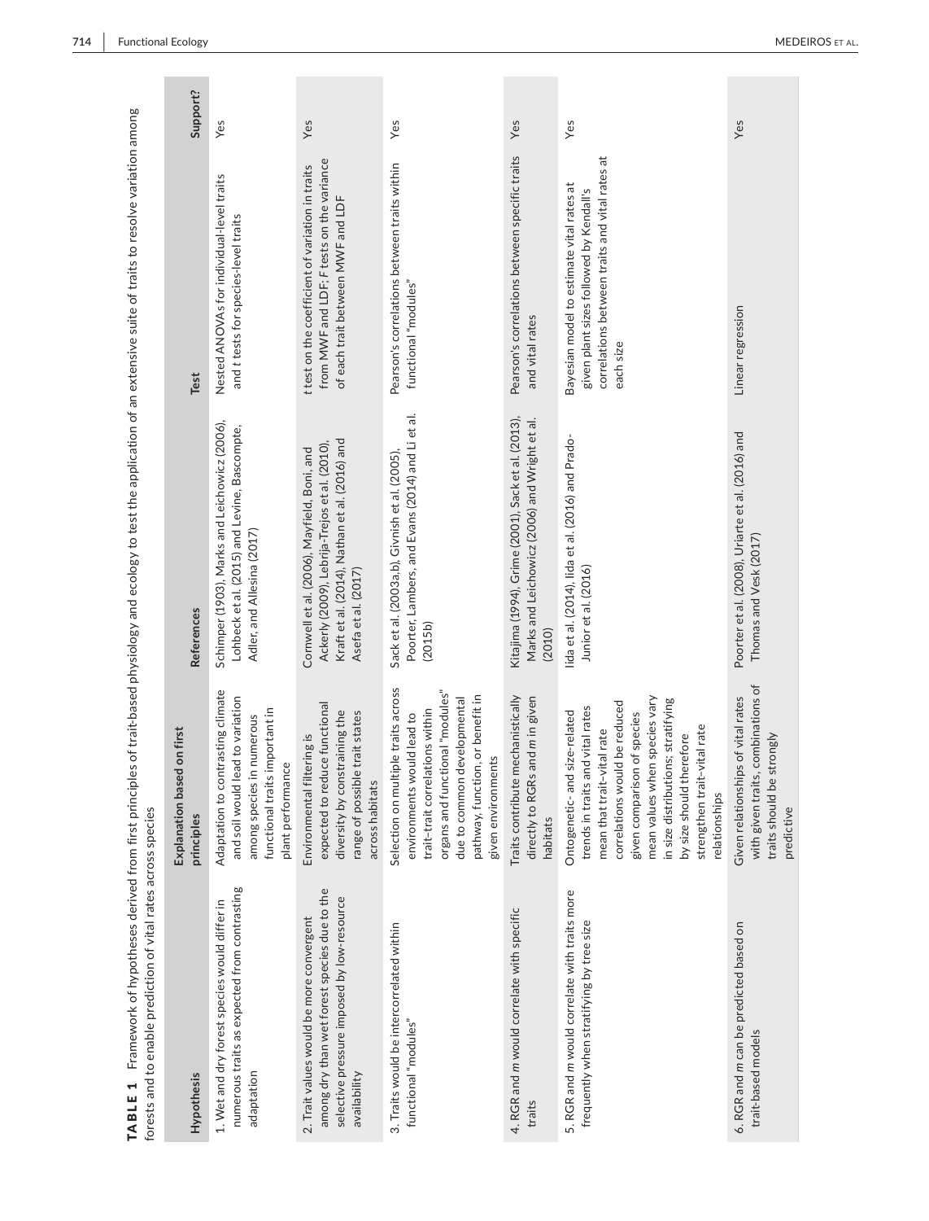**TABLE 1** Framework of hypotheses derived from first principles of trait-based physiology and ecology to test the application of an extensive suite of traits to resolve variation among forests and to enable prediction of vital rates across species

| Hypothesis | Explanation based on first principles | References | Test | Support? |
|---|---|---|---|---|
| 1. Wet and dry forest species would differ in numerous traits as expected from contrasting adaptation | Adaptation to contrasting climate and soil would lead to variation among species in numerous functional traits important in plant performance | Schimper (1903), Marks and Leichowicz (2006), Lohbeck et al. (2015) and Levine, Bascompte, Adler, and Allesina (2017) | Nested ANOVAs for individual-level traits and *t* tests for species-level traits | Yes |
| 2. Trait values would be more convergent among dry than wet forest species due to the selective pressure imposed by low-resource availability | Environmental filtering is expected to reduce functional diversity by constraining the range of possible trait states across habitats | Cornwell et al. (2006), Mayfield, Boni, and Ackerly (2009), Lebrija-Trejos et al. (2010), Kraft et al. (2014), Nathan et al. (2016) and Asefa et al. (2017) | *t* test on the coefficient of variation in traits from MWF and LDF; *F* tests on the variance of each trait between MWF and LDF | Yes |
| 3. Traits would be intercorrelated within functional "modules" | Selection on multiple traits across environments would lead to trait–trait correlations within organs and functional "modules" due to common developmental pathway, function, or benefit in given environments | Sack et al. (2003a,b), Givnish et al. (2005), Poorter, Lambers, and Evans (2014) and Li et al. (2015b) | Pearson's correlations between traits within functional "modules" | Yes |
| 4. RGR and *m* would correlate with specific traits | Traits contribute mechanistically directly to RGRs and *m* in given habitats | Kitajima (1994), Grime (2001), Sack et al. (2013), Marks and Leichowicz (2006) and Wright et al. (2010) | Pearson's correlations between specific traits and vital rates | Yes |
| 5. RGR and *m* would correlate with traits more frequently when stratifying by tree size | Ontogenetic- and size-related trends in traits and vital rates mean that trait-vital rate correlations would be reduced given comparison of species mean values when species vary in size distributions; stratifying by size should therefore strengthen trait-vital rate relationships | Iida et al. (2014), Iida et al. (2016) and Prado-Junior et al. (2016) | Bayesian model to estimate vital rates at given plant sizes followed by Kendall's correlations between traits and vital rates at each size | Yes |
| 6. RGR and *m* can be predicted based on trait-based models | Given relationships of vital rates with given traits, combinations of traits should be strongly predictive | Poorter et al. (2008), Uriarte et al. (2016) and Thomas and Vesk (2017) | Linear regression | Yes |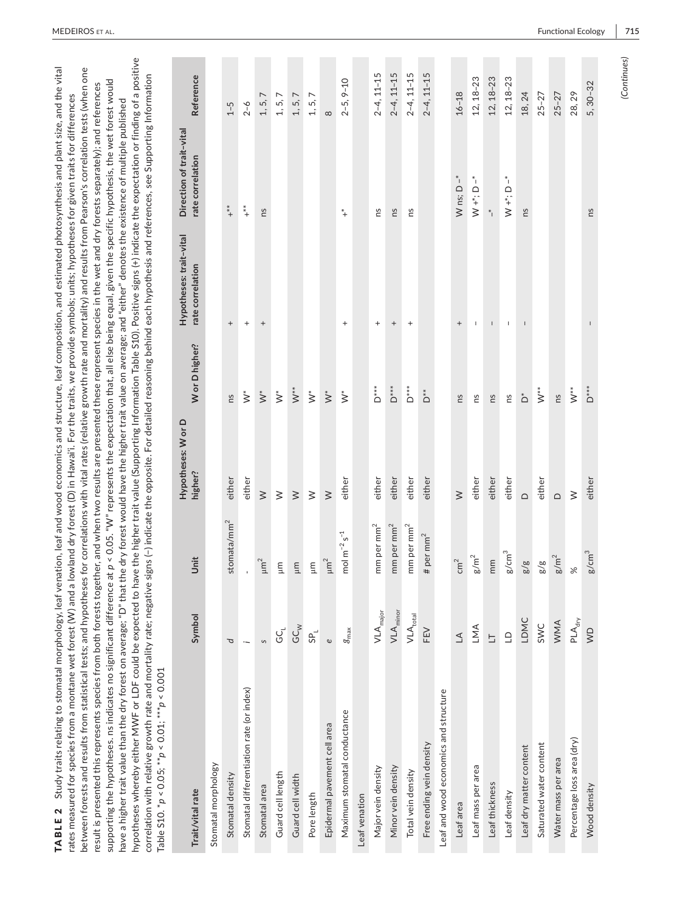**TABLE 2** Study traits relating to stomatal morphology, leaf venation, leaf and wood economics and structure, leaf composition, and estimated photosynthesis and plant size, and the vital rates measured for species from a montane wet forest (W) and a lowland dry forest (D) in Hawai'i. For the traits, we provide symbols; units; hypotheses for given traits for differences between forests and results from statistical tests; and hypotheses for correlations with vital rates (relative growth rate and mortality) and results from Pearson's correlation tests (when one result is presented this represents species from both forests together, and when two results are presented these represent species in the wet and dry forests separately); and references supporting the hypotheses. ns indicates no significant difference at $p < 0.05$. "W" represents the expectation that, all else being equal, given the specific hypothesis, the wet forest would have a higher trait value than the dry forest on average; "D" that the dry forest would have the higher trait value on average; and "either" denotes the existence of multiple published hypotheses whereby either MWF or LDF could be expected to have the higher trait value (Supporting Information Table S10). Positive signs (+) indicate the expectation or finding of a positive correlation with relative growth rate and mortality rate; negative signs (−) indicate the opposite. For detailed reasoning behind each hypothesis and references, see Supporting Information Table S10. *$p < 0.05$; **$p < 0.01$; ***$p < 0.001$

| Trait/vital rate | Symbol | Unit | Hypotheses: W or D higher? | W or D higher? | Hypotheses: trait–vital rate correlation | Direction of trait–vital rate correlation | Reference |
|---|---|---|---|---|---|---|---|
| Stomatal morphology | | | | | | | |
| Stomatal density | $d$ | stomata/mm$^2$ | either | ns | + | +** | 1–5 |
| Stomatal differentiation rate (or index) | $i$ | - | either | W* | + | +** | 2–6 |
| Stomatal area | $s$ | μm$^2$ | W | W* | + | ns | 1, 5, 7 |
| Guard cell length | $GC_L$ | μm | W | W* | | | 1, 5, 7 |
| Guard cell width | $GC_W$ | μm | W | W** | | | 1, 5, 7 |
| Pore length | $SP_L$ | μm | W | W* | | | 1, 5, 7 |
| Epidermal pavement cell area | $e$ | μm$^2$ | W | W* | | | 8 |
| Maximum stomatal conductance | $g_{max}$ | mol m$^{-2}$ s$^{-1}$ | either | W* | + | +* | 2–5, 9–10 |
| Leaf venation | | | | | | | |
| Major vein density | $VLA_{major}$ | mm per mm$^2$ | either | D*** | + | ns | 2–4, 11–15 |
| Minor vein density | $VLA_{minor}$ | mm per mm$^2$ | either | D*** | + | ns | 2–4, 11–15 |
| Total vein density | $VLA_{total}$ | mm per mm$^2$ | either | D*** | + | ns | 2–4, 11–15 |
| Free ending vein density | FEV | # per mm$^2$ | either | D** | | | 2–4, 11–15 |
| Leaf and wood economics and structure | | | | | | | |
| Leaf area | LA | cm$^2$ | W | ns | + | W ns; D −* | 16–18 |
| Leaf mass per area | LMA | g/m$^2$ | either | ns | − | W +*; D −* | 12, 18–23 |
| Leaf thickness | LT | mm | either | ns | − | −* | 12, 18–23 |
| Leaf density | LD | g/cm$^3$ | either | ns | − | W +*; D −* | 12, 18–23 |
| Leaf dry matter content | LDMC | g/g | D | D* | − | ns | 18, 24 |
| Saturated water content | SWC | g/g | either | W** | | | 25–27 |
| Water mass per area | WMA | g/m$^2$ | D | ns | | | 25–27 |
| Percentage loss area (dry) | $PLA_{dry}$ | % | W | W** | | | 28, 29 |
| Wood density | WD | g/cm$^3$ | either | D*** | − | ns | 5, 30–32 |

(Continues)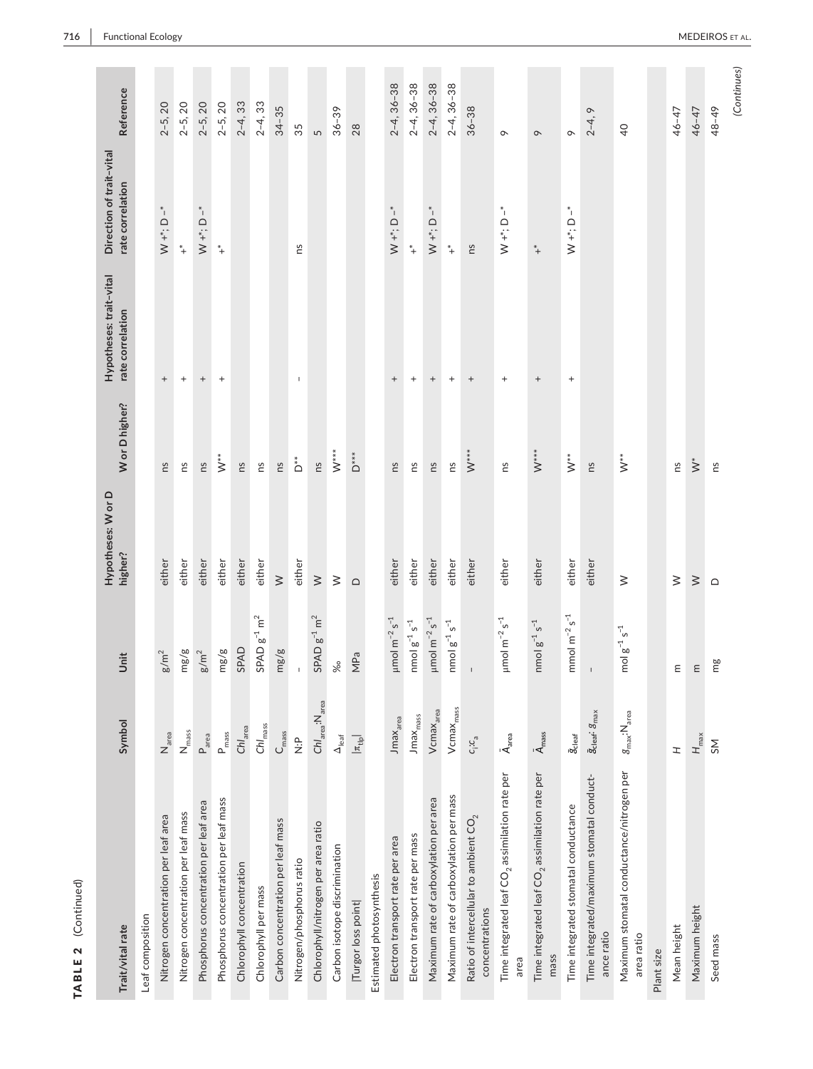**TABLE 2** (Continued)

| Trait/vital rate | Symbol | Unit | Hypotheses: W or D higher? | W or D higher? | Hypotheses: trait–vital rate correlation | Direction of trait–vital rate correlation | Reference |
|---|---|---|---|---|---|---|---|
| Leaf composition | | | | | | | |
| Nitrogen concentration per leaf area | $N_{area}$ | $g/m^2$ | either | ns | + | W +*; D −* | 2–5, 20 |
| Nitrogen concentration per leaf mass | $N_{mass}$ | mg/g | either | ns | + | +* | 2–5, 20 |
| Phosphorus concentration per leaf area | $P_{area}$ | $g/m^2$ | either | ns | + | W +*; D −* | 2–5, 20 |
| Phosphorus concentration per leaf mass | $P_{mass}$ | mg/g | either | W** | + | +* | 2–5, 20 |
| Chlorophyll concentration | $Chl_{area}$ | SPAD | either | ns | | | 2–4, 33 |
| Chlorophyll per mass | $Chl_{mass}$ | SPAD $g^{-1}$ $m^2$ | either | ns | | | 2–4, 33 |
| Carbon concentration per leaf mass | $C_{mass}$ | mg/g | W | ns | | | 34–35 |
| Nitrogen/phosphorus ratio | N:P | - | either | D** | − | ns | 35 |
| Chlorophyll/nitrogen per area ratio | $Chl_{area}$:$N_{area}$ | SPAD $g^{-1}$ $m^2$ | W | ns | | | 5 |
| Carbon isotope discrimination | $\Delta_{leaf}$ | ‰ | W | W*** | | | 36–39 |
| \|Turgor loss point\| | $\|\pi_{tlp}\|$ | MPa | D | D*** | | | 28 |
| Estimated photosynthesis | | | | | | | |
| Electron transport rate per area | $Jmax_{area}$ | μmol $m^{-2}$ $s^{-1}$ | either | ns | + | W +*; D −* | 2–4, 36–38 |
| Electron transport rate per mass | $Jmax_{mass}$ | nmol $g^{-1}$ $s^{-1}$ | either | ns | + | +* | 2–4, 36–38 |
| Maximum rate of carboxylation per area | $Vcmax_{area}$ | μmol $m^{-2}$ $s^{-1}$ | either | ns | + | W +*; D −* | 2–4, 36–38 |
| Maximum rate of carboxylation per mass | $Vcmax_{mass}$ | nmol $g^{-1}$ $s^{-1}$ | either | ns | + | +* | 2–4, 36–38 |
| Ratio of intercellular to ambient $CO_2$ concentrations | $c_i$:$c_a$ | - | either | W*** | + | ns | 36–38 |
| Time integrated leaf $CO_2$ assimilation rate per area | $\bar{A}_{area}$ | μmol $m^{-2}$ $s^{-1}$ | either | ns | + | W +*; D −* | 9 |
| Time integrated leaf $CO_2$ assimilation rate per mass | $\bar{A}_{mass}$ | nmol $g^{-1}$ $s^{-1}$ | either | W*** | + | +* | 9 |
| Time integrated stomatal conductance | $\bar{g}_{cleaf}$ | mmol $m^{-2}$ $s^{-1}$ | either | W** | + | W +*; D −* | 9 |
| Time integrated/maximum stomatal conductance ratio | $\bar{g}_{cleaf}$: $g_{max}$ | - | either | ns | | | 2–4, 9 |
| Maximum stomatal conductance/nitrogen per area ratio | $g_{max}$:$N_{area}$ | mol $g^{-1}$ $s^{-1}$ | W | W** | | | 40 |
| Plant size | | | | | | | |
| Mean height | $H$ | m | W | ns | | | 46–47 |
| Maximum height | $H_{max}$ | m | W | W* | | | 46–47 |
| Seed mass | SM | mg | D | ns | | | 48–49 |

(Continues)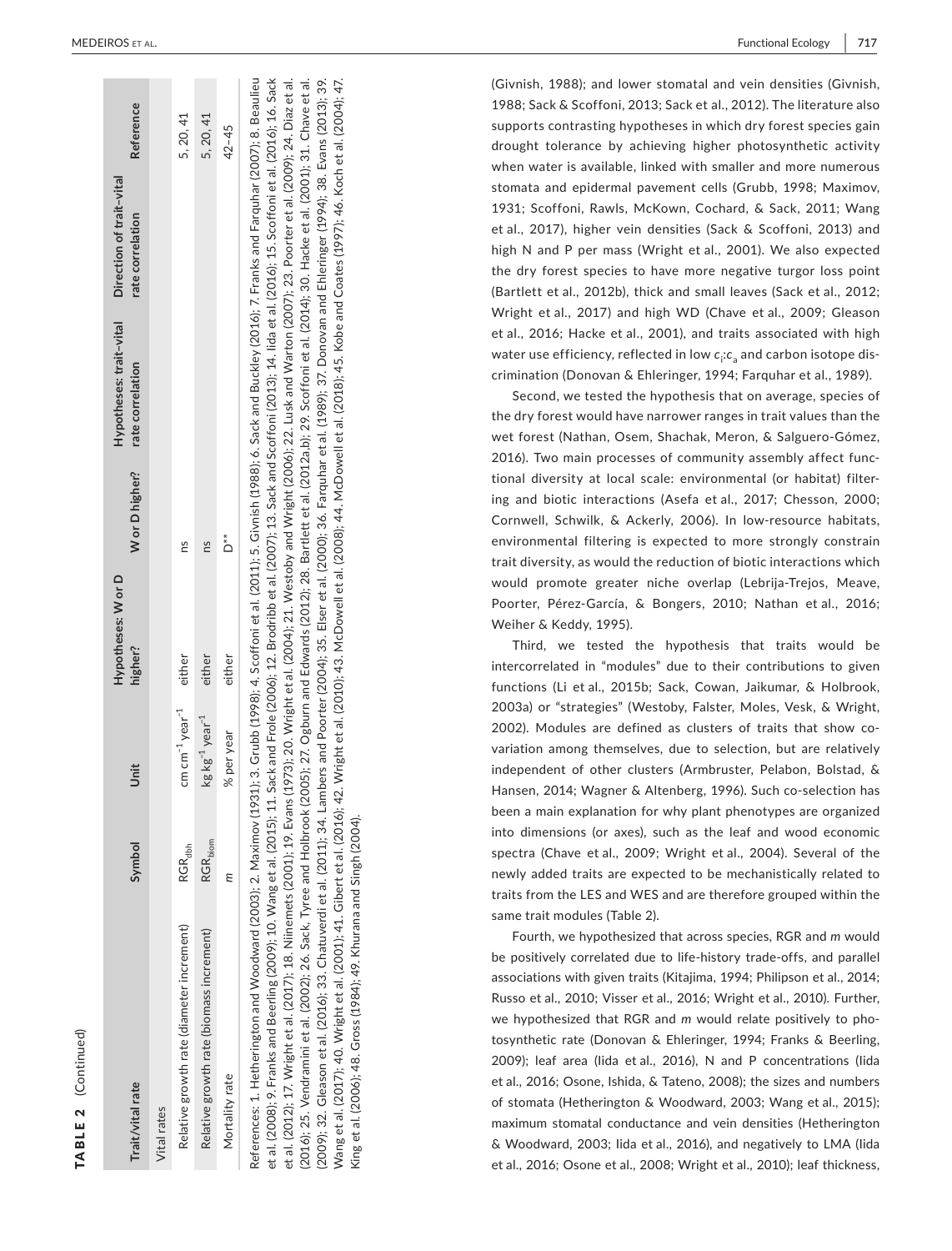**TABLE 2** (Continued)

| Trait/vital rate | Symbol | Unit | Hypotheses: W or D higher? | W or D higher? | Hypotheses: trait–vital rate correlation | Direction of trait–vital rate correlation | Reference |
|---|---|---|---|---|---|---|---|
| Vital rates | | | | | | | |
| Relative growth rate (diameter increment) | $RGR_{dbh}$ | cm cm$^{-1}$ year$^{-1}$ | either | ns | | | 5, 20, 41 |
| Relative growth rate (biomass increment) | $RGR_{biom}$ | kg kg$^{-1}$ year$^{-1}$ | either | ns | | | 5, 20, 41 |
| Mortality rate | $m$ | % per year | either | D** | | | 42–45 |

References: 1. Hetherington and Woodward (2003); 2. Maximov (1931); 3. Grubb (1998); 4. Scoffoni et al. (2011); 5. Givnish (1988); 6. Sack and Buckley (2016); 7. Franks and Farquhar (2007); 8. Beaulieu et al. (2008); 9. Franks and Beerling (2009); 10. Wang et al. (2015); 11. Sack and Frole (2006); 12. Brodribb et al. (2007); 13. Sack and Scoffoni (2013); 14. Iida et al. (2016); 15. Scoffoni et al. (2016); 16. Sack et al. (2012); 17. Wright et al. (2017); 18. Niinemets (2001); 19. Evans (1973); 20. Wright et al. (2004); 21. Westoby and Wright (2006); 22. Lusk and Warton (2007); 23. Poorter et al. (2009); 24. Díaz et al. (2016); 25. Vendramini et al. (2002); 26. Sack, Tyree and Holbrook (2005); 27. Ogburn and Edwards (2012); 28. Bartlett et al. (2012a,b); 29. Scoffoni et al. (2014); 30. Hacke et al. (2001); 31. Chave et al. (2009); 32. Gleason et al. (2016); 33. Chaturvedi et al. (2011); 34. Lambers and Poorter (2004); 35. Elser et al. (2000); 36. Farquhar et al. (1989); 37. Donovan and Ehleringer (1994); 38. Evans (2013); 39. Wang et al. (2017); 40. Wright et al. (2001); 41. Gibert et al. (2016); 42. Wright et al. (2010); 43. McDowell et al. (2008); 44. McDowell et al. (2018); 45. Kobe and Coates (1997); 46. Koch et al. (2004); 47. King et al. (2006); 48. Gross (1984); 49. Khurana and Singh (2004).

(Givnish, 1988); and lower stomatal and vein densities (Givnish, 1988; Sack & Scoffoni, 2013; Sack et al., 2012). The literature also supports contrasting hypotheses in which dry forest species gain drought tolerance by achieving higher photosynthetic activity when water is available, linked with smaller and more numerous stomata and epidermal pavement cells (Grubb, 1998; Maximov, 1931; Scoffoni, Rawls, McKown, Cochard, & Sack, 2011; Wang et al., 2017), higher vein densities (Sack & Scoffoni, 2013) and high N and P per mass (Wright et al., 2001). We also expected the dry forest species to have more negative turgor loss point (Bartlett et al., 2012b), thick and small leaves (Sack et al., 2012; Wright et al., 2017) and high WD (Chave et al., 2009; Gleason et al., 2016; Hacke et al., 2001), and traits associated with high water use efficiency, reflected in low $c_i$:$c_a$ and carbon isotope discrimination (Donovan & Ehleringer, 1994; Farquhar et al., 1989).

Second, we tested the hypothesis that on average, species of the dry forest would have narrower ranges in trait values than the wet forest (Nathan, Osem, Shachak, Meron, & Salguero-Gómez, 2016). Two main processes of community assembly affect functional diversity at local scale: environmental (or habitat) filtering and biotic interactions (Asefa et al., 2017; Chesson, 2000; Cornwell, Schwilk, & Ackerly, 2006). In low-resource habitats, environmental filtering is expected to more strongly constrain trait diversity, as would the reduction of biotic interactions which would promote greater niche overlap (Lebrija-Trejos, Meave, Poorter, Pérez-García, & Bongers, 2010; Nathan et al., 2016; Weiher & Keddy, 1995).

Third, we tested the hypothesis that traits would be intercorrelated in "modules" due to their contributions to given functions (Li et al., 2015b; Sack, Cowan, Jaikumar, & Holbrook, 2003a) or "strategies" (Westoby, Falster, Moles, Vesk, & Wright, 2002). Modules are defined as clusters of traits that show covariation among themselves, due to selection, but are relatively independent of other clusters (Armbruster, Pelabon, Bolstad, & Hansen, 2014; Wagner & Altenberg, 1996). Such co-selection has been a main explanation for why plant phenotypes are organized into dimensions (or axes), such as the leaf and wood economic spectra (Chave et al., 2009; Wright et al., 2004). Several of the newly added traits are expected to be mechanistically related to traits from the LES and WES and are therefore grouped within the same trait modules (Table 2).

Fourth, we hypothesized that across species, RGR and $m$ would be positively correlated due to life-history trade-offs, and parallel associations with given traits (Kitajima, 1994; Philipson et al., 2014; Russo et al., 2010; Visser et al., 2016; Wright et al., 2010). Further, we hypothesized that RGR and $m$ would relate positively to photosynthetic rate (Donovan & Ehleringer, 1994; Franks & Beerling, 2009); leaf area (Iida et al., 2016), N and P concentrations (Iida et al., 2016; Osone, Ishida, & Tateno, 2008); the sizes and numbers of stomata (Hetherington & Woodward, 2003; Wang et al., 2015); maximum stomatal conductance and vein densities (Hetherington & Woodward, 2003; Iida et al., 2016), and negatively to LMA (Iida et al., 2016; Osone et al., 2008; Wright et al., 2010); leaf thickness,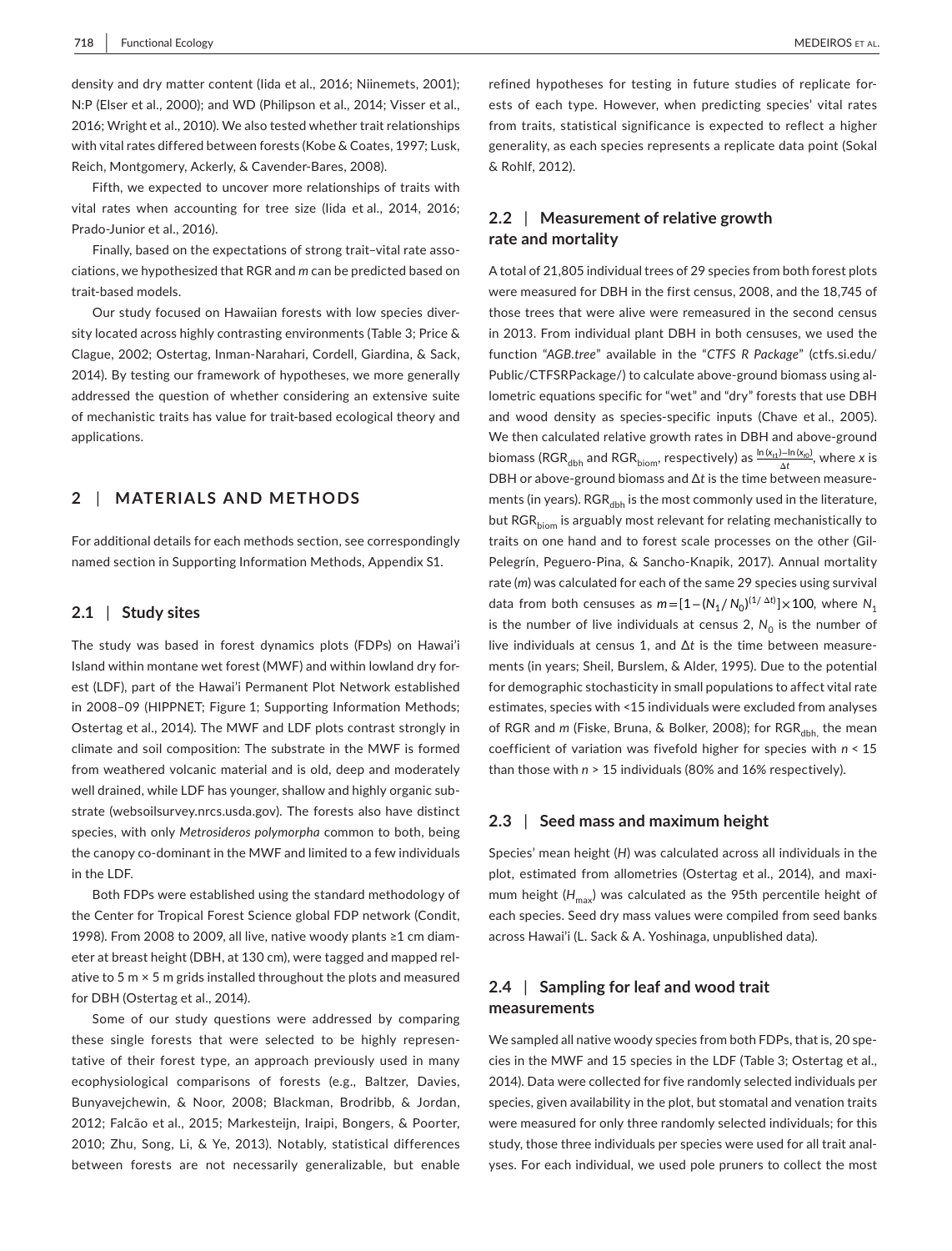density and dry matter content (Iida et al., 2016; Niinemets, 2001); N:P (Elser et al., 2000); and WD (Philipson et al., 2014; Visser et al., 2016; Wright et al., 2010). We also tested whether trait relationships with vital rates differed between forests (Kobe & Coates, 1997; Lusk, Reich, Montgomery, Ackerly, & Cavender-Bares, 2008).

Fifth, we expected to uncover more relationships of traits with vital rates when accounting for tree size (Iida et al., 2014, 2016; Prado-Junior et al., 2016).

Finally, based on the expectations of strong trait–vital rate associations, we hypothesized that RGR and *m* can be predicted based on trait-based models.

Our study focused on Hawaiian forests with low species diversity located across highly contrasting environments (Table 3; Price & Clague, 2002; Ostertag, Inman-Narahari, Cordell, Giardina, & Sack, 2014). By testing our framework of hypotheses, we more generally addressed the question of whether considering an extensive suite of mechanistic traits has value for trait-based ecological theory and applications.

## 2 | MATERIALS AND METHODS

For additional details for each methods section, see correspondingly named section in Supporting Information Methods, Appendix S1.

### 2.1 | Study sites

The study was based in forest dynamics plots (FDPs) on Hawai'i Island within montane wet forest (MWF) and within lowland dry forest (LDF), part of the Hawai'i Permanent Plot Network established in 2008–09 (HIPPNET; Figure 1; Supporting Information Methods; Ostertag et al., 2014). The MWF and LDF plots contrast strongly in climate and soil composition: The substrate in the MWF is formed from weathered volcanic material and is old, deep and moderately well drained, while LDF has younger, shallow and highly organic substrate (websoilsurvey.nrcs.usda.gov). The forests also have distinct species, with only *Metrosideros polymorpha* common to both, being the canopy co-dominant in the MWF and limited to a few individuals in the LDF.

Both FDPs were established using the standard methodology of the Center for Tropical Forest Science global FDP network (Condit, 1998). From 2008 to 2009, all live, native woody plants ≥1 cm diameter at breast height (DBH, at 130 cm), were tagged and mapped relative to 5 m × 5 m grids installed throughout the plots and measured for DBH (Ostertag et al., 2014).

Some of our study questions were addressed by comparing these single forests that were selected to be highly representative of their forest type, an approach previously used in many ecophysiological comparisons of forests (e.g., Baltzer, Davies, Bunyavejchewin, & Noor, 2008; Blackman, Brodribb, & Jordan, 2012; Falcão et al., 2015; Markesteijn, Iraipi, Bongers, & Poorter, 2010; Zhu, Song, Li, & Ye, 2013). Notably, statistical differences between forests are not necessarily generalizable, but enable refined hypotheses for testing in future studies of replicate forests of each type. However, when predicting species' vital rates from traits, statistical significance is expected to reflect a higher generality, as each species represents a replicate data point (Sokal & Rohlf, 2012).

### 2.2 | Measurement of relative growth rate and mortality

A total of 21,805 individual trees of 29 species from both forest plots were measured for DBH in the first census, 2008, and the 18,745 of those trees that were alive were remeasured in the second census in 2013. From individual plant DBH in both censuses, we used the function "*AGB.tree*" available in the "*CTFS R Package*" (ctfs.si.edu/Public/CTFSRPackage/) to calculate above-ground biomass using allometric equations specific for "wet" and "dry" forests that use DBH and wood density as species-specific inputs (Chave et al., 2005). We then calculated relative growth rates in DBH and above-ground biomass ($RGR_{dbh}$ and $RGR_{biom}$, respectively) as $\frac{\ln(x_{t1})-\ln(x_{t0})}{\Delta t}$, where *x* is DBH or above-ground biomass and $\Delta t$ is the time between measurements (in years). $RGR_{dbh}$ is the most commonly used in the literature, but $RGR_{biom}$ is arguably most relevant for relating mechanistically to traits on one hand and to forest scale processes on the other (Gil-Pelegrín, Peguero-Pina, & Sancho-Knapik, 2017). Annual mortality rate (*m*) was calculated for each of the same 29 species using survival data from both censuses as $m = [1-(N_1/N_0)^{(1/\Delta t)}] \times 100$, where $N_1$ is the number of live individuals at census 2, $N_0$ is the number of live individuals at census 1, and $\Delta t$ is the time between measurements (in years; Sheil, Burslem, & Alder, 1995). Due to the potential for demographic stochasticity in small populations to affect vital rate estimates, species with <15 individuals were excluded from analyses of RGR and *m* (Fiske, Bruna, & Bolker, 2008); for $RGR_{dbh,}$ the mean coefficient of variation was fivefold higher for species with $n < 15$ than those with $n > 15$ individuals (80% and 16% respectively).

### 2.3 | Seed mass and maximum height

Species' mean height (*H*) was calculated across all individuals in the plot, estimated from allometries (Ostertag et al., 2014), and maximum height ($H_{max}$) was calculated as the 95th percentile height of each species. Seed dry mass values were compiled from seed banks across Hawai'i (L. Sack & A. Yoshinaga, unpublished data).

### 2.4 | Sampling for leaf and wood trait measurements

We sampled all native woody species from both FDPs, that is, 20 species in the MWF and 15 species in the LDF (Table 3; Ostertag et al., 2014). Data were collected for five randomly selected individuals per species, given availability in the plot, but stomatal and venation traits were measured for only three randomly selected individuals; for this study, those three individuals per species were used for all trait analyses. For each individual, we used pole pruners to collect the most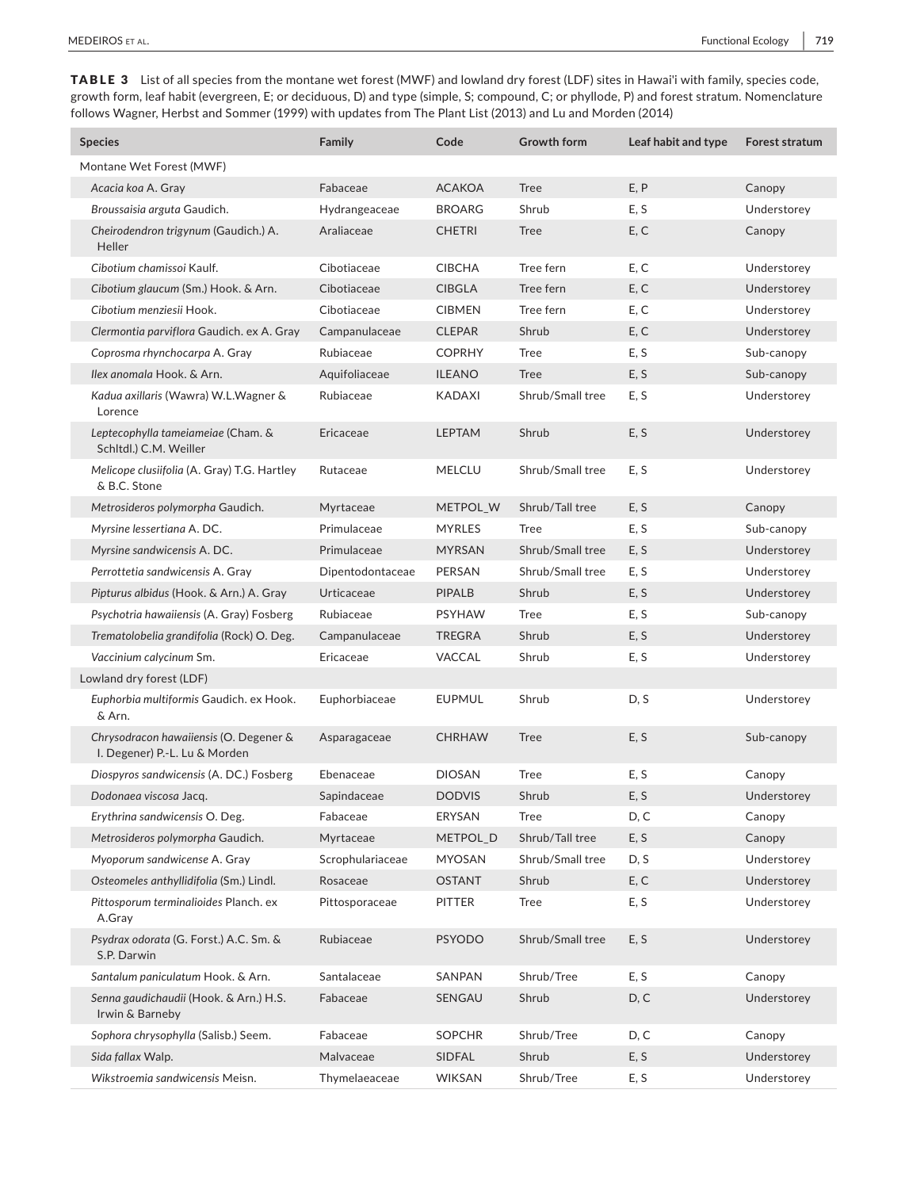**TABLE 3** List of all species from the montane wet forest (MWF) and lowland dry forest (LDF) sites in Hawai'i with family, species code, growth form, leaf habit (evergreen, E; or deciduous, D) and type (simple, S; compound, C; or phyllode, P) and forest stratum. Nomenclature follows Wagner, Herbst and Sommer (1999) with updates from The Plant List (2013) and Lu and Morden (2014)

| Species | Family | Code | Growth form | Leaf habit and type | Forest stratum |
|---|---|---|---|---|---|
| Montane Wet Forest (MWF) | | | | | |
| *Acacia koa* A. Gray | Fabaceae | ACAKOA | Tree | E, P | Canopy |
| *Broussaisia arguta* Gaudich. | Hydrangeaceae | BROARG | Shrub | E, S | Understorey |
| *Cheirodendron trigynum* (Gaudich.) A. Heller | Araliaceae | CHETRI | Tree | E, C | Canopy |
| *Cibotium chamissoi* Kaulf. | Cibotiaceae | CIBCHA | Tree fern | E, C | Understorey |
| *Cibotium glaucum* (Sm.) Hook. & Arn. | Cibotiaceae | CIBGLA | Tree fern | E, C | Understorey |
| *Cibotium menziesii* Hook. | Cibotiaceae | CIBMEN | Tree fern | E, C | Understorey |
| *Clermontia parviflora* Gaudich. ex A. Gray | Campanulaceae | CLEPAR | Shrub | E, C | Understorey |
| *Coprosma rhynchocarpa* A. Gray | Rubiaceae | COPRHY | Tree | E, S | Sub-canopy |
| *Ilex anomala* Hook. & Arn. | Aquifoliaceae | ILEANO | Tree | E, S | Sub-canopy |
| *Kadua axillaris* (Wawra) W.L.Wagner & Lorence | Rubiaceae | KADAXI | Shrub/Small tree | E, S | Understorey |
| *Leptecophylla tameiameiae* (Cham. & Schltdl.) C.M. Weiller | Ericaceae | LEPTAM | Shrub | E, S | Understorey |
| *Melicope clusiifolia* (A. Gray) T.G. Hartley & B.C. Stone | Rutaceae | MELCLU | Shrub/Small tree | E, S | Understorey |
| *Metrosideros polymorpha* Gaudich. | Myrtaceae | METPOL_W | Shrub/Tall tree | E, S | Canopy |
| *Myrsine lessertiana* A. DC. | Primulaceae | MYRLES | Tree | E, S | Sub-canopy |
| *Myrsine sandwicensis* A. DC. | Primulaceae | MYRSAN | Shrub/Small tree | E, S | Understorey |
| *Perrottetia sandwicensis* A. Gray | Dipentodontaceae | PERSAN | Shrub/Small tree | E, S | Understorey |
| *Pipturus albidus* (Hook. & Arn.) A. Gray | Urticaceae | PIPALB | Shrub | E, S | Understorey |
| *Psychotria hawaiiensis* (A. Gray) Fosberg | Rubiaceae | PSYHAW | Tree | E, S | Sub-canopy |
| *Trematolobelia grandifolia* (Rock) O. Deg. | Campanulaceae | TREGRA | Shrub | E, S | Understorey |
| *Vaccinium calycinum* Sm. | Ericaceae | VACCAL | Shrub | E, S | Understorey |
| Lowland dry forest (LDF) | | | | | |
| *Euphorbia multiformis* Gaudich. ex Hook. & Arn. | Euphorbiaceae | EUPMUL | Shrub | D, S | Understorey |
| *Chrysodracon hawaiiensis* (O. Degener & I. Degener) P.-L. Lu & Morden | Asparagaceae | CHRHAW | Tree | E, S | Sub-canopy |
| *Diospyros sandwicensis* (A. DC.) Fosberg | Ebenaceae | DIOSAN | Tree | E, S | Canopy |
| *Dodonaea viscosa* Jacq. | Sapindaceae | DODVIS | Shrub | E, S | Understorey |
| *Erythrina sandwicensis* O. Deg. | Fabaceae | ERYSAN | Tree | D, C | Canopy |
| *Metrosideros polymorpha* Gaudich. | Myrtaceae | METPOL_D | Shrub/Tall tree | E, S | Canopy |
| *Myoporum sandwicense* A. Gray | Scrophulariaceae | MYOSAN | Shrub/Small tree | D, S | Understorey |
| *Osteomeles anthyllidifolia* (Sm.) Lindl. | Rosaceae | OSTANT | Shrub | E, C | Understorey |
| *Pittosporum terminalioides* Planch. ex A.Gray | Pittosporaceae | PITTER | Tree | E, S | Understorey |
| *Psydrax odorata* (G. Forst.) A.C. Sm. & S.P. Darwin | Rubiaceae | PSYODO | Shrub/Small tree | E, S | Understorey |
| *Santalum paniculatum* Hook. & Arn. | Santalaceae | SANPAN | Shrub/Tree | E, S | Canopy |
| *Senna gaudichaudii* (Hook. & Arn.) H.S. Irwin & Barneby | Fabaceae | SENGAU | Shrub | D, C | Understorey |
| *Sophora chrysophylla* (Salisb.) Seem. | Fabaceae | SOPCHR | Shrub/Tree | D, C | Canopy |
| *Sida fallax* Walp. | Malvaceae | SIDFAL | Shrub | E, S | Understorey |
| *Wikstroemia sandwicensis* Meisn. | Thymelaeaceae | WIKSAN | Shrub/Tree | E, S | Understorey |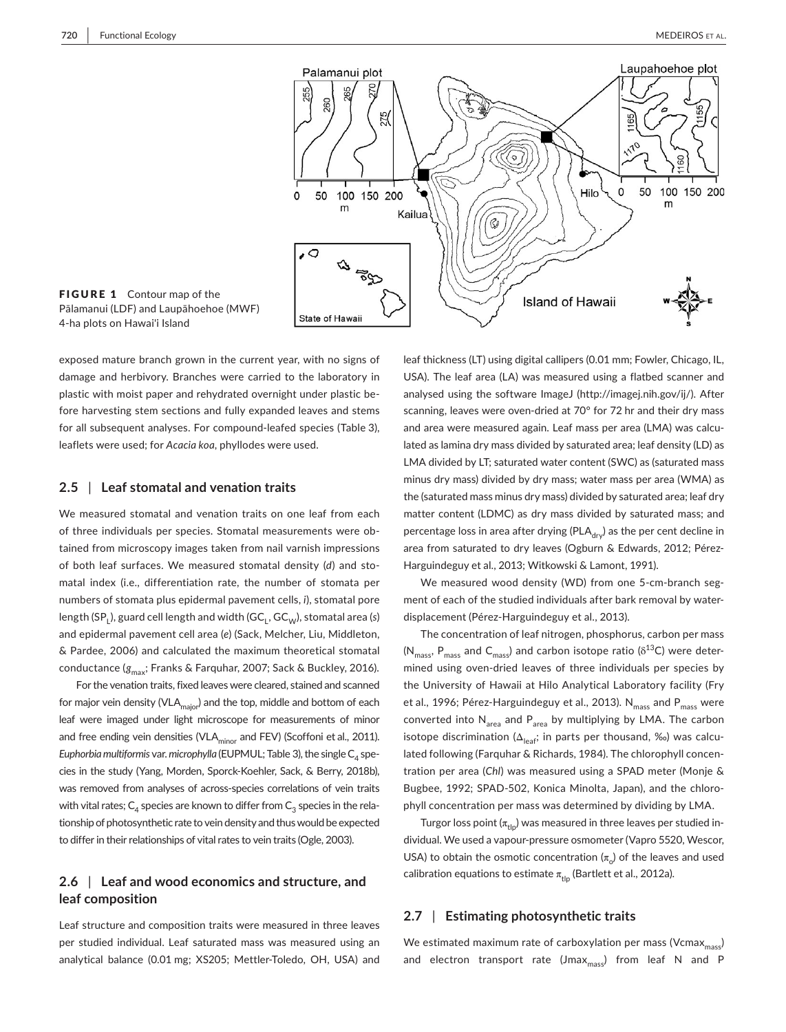FIGURE 1 Contour map of the Pālamanui (LDF) and Laupāhoehoe (MWF) 4-ha plots on Hawai'i Island

exposed mature branch grown in the current year, with no signs of damage and herbivory. Branches were carried to the laboratory in plastic with moist paper and rehydrated overnight under plastic before harvesting stem sections and fully expanded leaves and stems for all subsequent analyses. For compound-leafed species (Table 3), leaflets were used; for *Acacia koa*, phyllodes were used.

## 2.5 | Leaf stomatal and venation traits

We measured stomatal and venation traits on one leaf from each of three individuals per species. Stomatal measurements were obtained from microscopy images taken from nail varnish impressions of both leaf surfaces. We measured stomatal density (*d*) and stomatal index (i.e., differentiation rate, the number of stomata per numbers of stomata plus epidermal pavement cells, *i*), stomatal pore length ($SP_L$), guard cell length and width ($GC_L$, $GC_W$), stomatal area (*s*) and epidermal pavement cell area (*e*) (Sack, Melcher, Liu, Middleton, & Pardee, 2006) and calculated the maximum theoretical stomatal conductance ($g_{max}$; Franks & Farquhar, 2007; Sack & Buckley, 2016).

For the venation traits, fixed leaves were cleared, stained and scanned for major vein density ($VLA_{major}$) and the top, middle and bottom of each leaf were imaged under light microscope for measurements of minor and free ending vein densities ($VLA_{minor}$ and FEV) (Scoffoni et al., 2011). *Euphorbia multiformis* var. *microphylla* (EUPMUL; Table 3), the single $C_4$ species in the study (Yang, Morden, Sporck-Koehler, Sack, & Berry, 2018b), was removed from analyses of across-species correlations of vein traits with vital rates; $C_4$ species are known to differ from $C_3$ species in the relationship of photosynthetic rate to vein density and thus would be expected to differ in their relationships of vital rates to vein traits (Ogle, 2003).

## 2.6 | Leaf and wood economics and structure, and leaf composition

Leaf structure and composition traits were measured in three leaves per studied individual. Leaf saturated mass was measured using an analytical balance (0.01 mg; XS205; Mettler-Toledo, OH, USA) and leaf thickness (LT) using digital callipers (0.01 mm; Fowler, Chicago, IL, USA). The leaf area (LA) was measured using a flatbed scanner and analysed using the software ImageJ (http://imagej.nih.gov/ij/). After scanning, leaves were oven-dried at 70° for 72 hr and their dry mass and area were measured again. Leaf mass per area (LMA) was calculated as lamina dry mass divided by saturated area; leaf density (LD) as LMA divided by LT; saturated water content (SWC) as (saturated mass minus dry mass) divided by dry mass; water mass per area (WMA) as the (saturated mass minus dry mass) divided by saturated area; leaf dry matter content (LDMC) as dry mass divided by saturated mass; and percentage loss in area after drying ($PLA_{dry}$) as the per cent decline in area from saturated to dry leaves (Ogburn & Edwards, 2012; Pérez-Harguindeguy et al., 2013; Witkowski & Lamont, 1991).

We measured wood density (WD) from one 5-cm-branch segment of each of the studied individuals after bark removal by water-displacement (Pérez-Harguindeguy et al., 2013).

The concentration of leaf nitrogen, phosphorus, carbon per mass ($N_{mass}$, $P_{mass}$ and $C_{mass}$) and carbon isotope ratio ($\delta^{13}C$) were determined using oven-dried leaves of three individuals per species by the University of Hawaii at Hilo Analytical Laboratory facility (Fry et al., 1996; Pérez-Harguindeguy et al., 2013). $N_{mass}$ and $P_{mass}$ were converted into $N_{area}$ and $P_{area}$ by multiplying by LMA. The carbon isotope discrimination ($\Delta_{leaf}$; in parts per thousand, ‰) was calculated following (Farquhar & Richards, 1984). The chlorophyll concentration per area (*Chl*) was measured using a SPAD meter (Monje & Bugbee, 1992; SPAD-502, Konica Minolta, Japan), and the chlorophyll concentration per mass was determined by dividing by LMA.

Turgor loss point ($\pi_{tlp}$) was measured in three leaves per studied individual. We used a vapour-pressure osmometer (Vapro 5520, Wescor, USA) to obtain the osmotic concentration ($\pi_o$) of the leaves and used calibration equations to estimate $\pi_{tlp}$ (Bartlett et al., 2012a).

## 2.7 | Estimating photosynthetic traits

We estimated maximum rate of carboxylation per mass ($Vcmax_{mass}$) and electron transport rate ($Jmax_{mass}$) from leaf N and P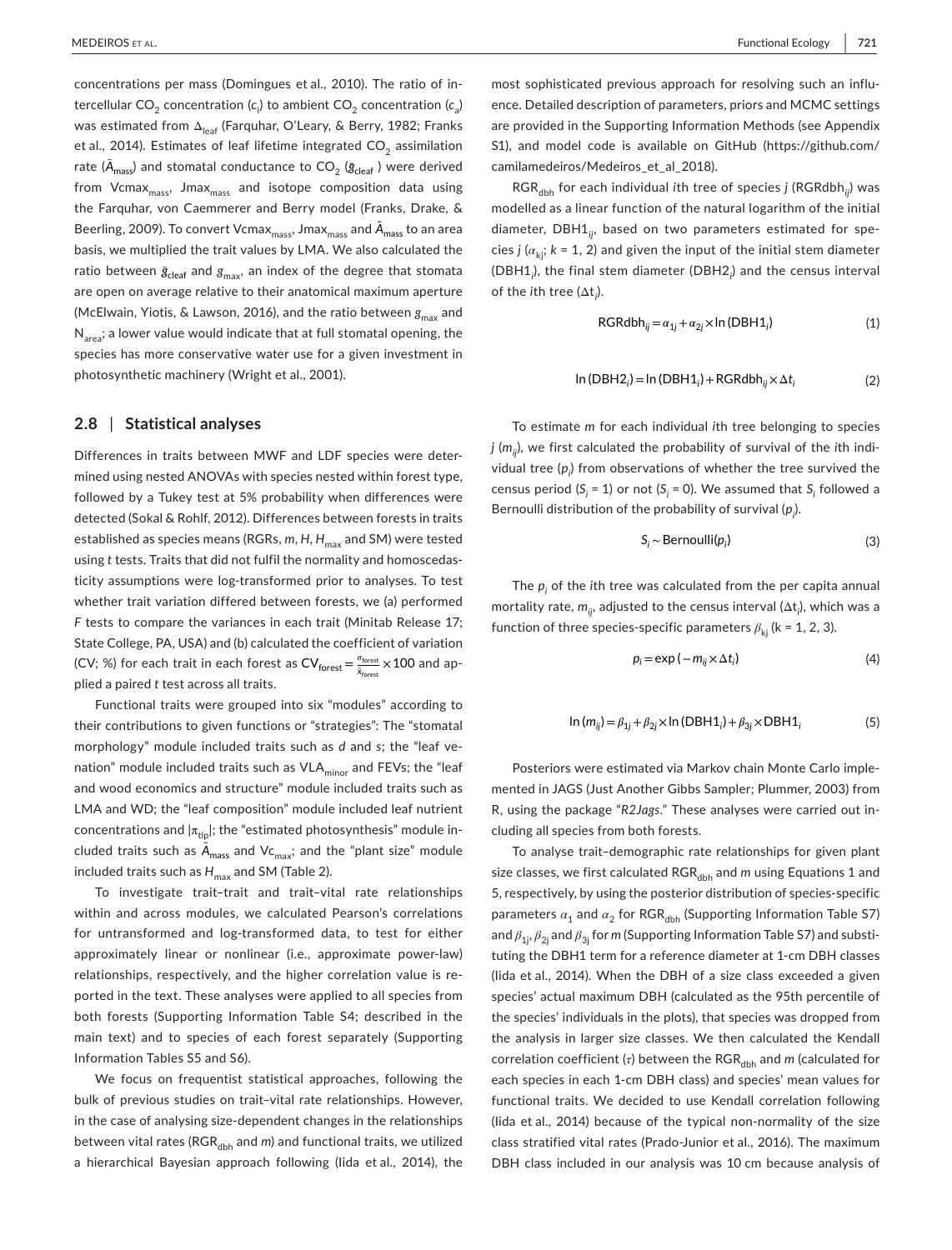concentrations per mass (Domingues et al., 2010). The ratio of intercellular $CO_2$ concentration ($c_i$) to ambient $CO_2$ concentration ($c_a$) was estimated from $\Delta_{leaf}$ (Farquhar, O'Leary, & Berry, 1982; Franks et al., 2014). Estimates of leaf lifetime integrated $CO_2$ assimilation rate ($\bar{A}_{mass}$) and stomatal conductance to $CO_2$ ($\bar{g}_{cleaf}$) were derived from $Vcmax_{mass}$, $Jmax_{mass}$ and isotope composition data using the Farquhar, von Caemmerer and Berry model (Franks, Drake, & Beerling, 2009). To convert $Vcmax_{mass}$, $Jmax_{mass}$ and $\bar{A}_{mass}$ to an area basis, we multiplied the trait values by LMA. We also calculated the ratio between $\bar{g}_{cleaf}$ and $g_{max}$, an index of the degree that stomata are open on average relative to their anatomical maximum aperture (McElwain, Yiotis, & Lawson, 2016), and the ratio between $g_{max}$ and $N_{area}$; a lower value would indicate that at full stomatal opening, the species has more conservative water use for a given investment in photosynthetic machinery (Wright et al., 2001).

## 2.8 | Statistical analyses

Differences in traits between MWF and LDF species were determined using nested ANOVAs with species nested within forest type, followed by a Tukey test at 5% probability when differences were detected (Sokal & Rohlf, 2012). Differences between forests in traits established as species means (RGRs, *m*, *H*, $H_{max}$ and SM) were tested using *t* tests. Traits that did not fulfil the normality and homoscedasticity assumptions were log-transformed prior to analyses. To test whether trait variation differed between forests, we (a) performed *F* tests to compare the variances in each trait (Minitab Release 17; State College, PA, USA) and (b) calculated the coefficient of variation (CV; %) for each trait in each forest as $CV_{forest} = \frac{\sigma_{forest}}{\bar{x}_{forest}} \times 100$ and applied a paired *t* test across all traits.

Functional traits were grouped into six "modules" according to their contributions to given functions or "strategies": The "stomatal morphology" module included traits such as *d* and *s*; the "leaf venation" module included traits such as $VLA_{minor}$ and FEVs; the "leaf and wood economics and structure" module included traits such as LMA and WD; the "leaf composition" module included leaf nutrient concentrations and $|\pi_{tlp}|$; the "estimated photosynthesis" module included traits such as $\bar{A}_{mass}$ and $Vc_{max}$; and the "plant size" module included traits such as $H_{max}$ and SM (Table 2).

To investigate trait–trait and trait–vital rate relationships within and across modules, we calculated Pearson's correlations for untransformed and log-transformed data, to test for either approximately linear or nonlinear (i.e., approximate power-law) relationships, respectively, and the higher correlation value is reported in the text. These analyses were applied to all species from both forests (Supporting Information Table S4; described in the main text) and to species of each forest separately (Supporting Information Tables S5 and S6).

We focus on frequentist statistical approaches, following the bulk of previous studies on trait–vital rate relationships. However, in the case of analysing size-dependent changes in the relationships between vital rates ($RGR_{dbh}$ and *m*) and functional traits, we utilized a hierarchical Bayesian approach following (Iida et al., 2014), the most sophisticated previous approach for resolving such an influence. Detailed description of parameters, priors and MCMC settings are provided in the Supporting Information Methods (see Appendix S1), and model code is available on GitHub (https://github.com/camilamedeiros/Medeiros_et_al_2018).

$RGR_{dbh}$ for each individual *i*th tree of species *j* ($RGRdbh_{ij}$) was modelled as a linear function of the natural logarithm of the initial diameter, $DBH1_{ij}$, based on two parameters estimated for species *j* ($\alpha_{kj}$; *k* = 1, 2) and given the input of the initial stem diameter ($DBH1_i$), the final stem diameter ($DBH2_i$) and the census interval of the *i*th tree ($\Delta t_i$).

$$RGRdbh_{ij} = \alpha_{1j} + \alpha_{2j} \times \ln(DBH1_i) \tag{1}$$

$$\ln(DBH2_i) = \ln(DBH1_i) + RGRdbh_{ij} \times \Delta t_i \tag{2}$$

To estimate *m* for each individual *i*th tree belonging to species *j* ($m_{ij}$), we first calculated the probability of survival of the *i*th individual tree ($p_i$) from observations of whether the tree survived the census period ($S_i$ = 1) or not ($S_i$ = 0). We assumed that $S_i$ followed a Bernoulli distribution of the probability of survival ($p_i$).

$$S_i \sim \text{Bernoulli}(p_i) \tag{3}$$

The $p_i$ of the *i*th tree was calculated from the per capita annual mortality rate, $m_{ij}$, adjusted to the census interval ($\Delta t_i$), which was a function of three species-specific parameters $\beta_{kj}$ (k = 1, 2, 3).

$$p_i = \exp(-m_{ij} \times \Delta t_i) \tag{4}$$

$$\ln(m_{ij}) = \beta_{1j} + \beta_{2j} \times \ln(DBH1_i) + \beta_{3j} \times DBH1_i \tag{5}$$

Posteriors were estimated via Markov chain Monte Carlo implemented in JAGS (Just Another Gibbs Sampler; Plummer, 2003) from R, using the package "*R2Jags*." These analyses were carried out including all species from both forests.

To analyse trait–demographic rate relationships for given plant size classes, we first calculated $RGR_{dbh}$ and *m* using Equations 1 and 5, respectively, by using the posterior distribution of species-specific parameters $\alpha_1$ and $\alpha_2$ for $RGR_{dbh}$ (Supporting Information Table S7) and $\beta_{1j}$, $\beta_{2j}$ and $\beta_{3j}$ for *m* (Supporting Information Table S7) and substituting the DBH1 term for a reference diameter at 1-cm DBH classes (Iida et al., 2014). When the DBH of a size class exceeded a given species' actual maximum DBH (calculated as the 95th percentile of the species' individuals in the plots), that species was dropped from the analysis in larger size classes. We then calculated the Kendall correlation coefficient ($\tau$) between the $RGR_{dbh}$ and *m* (calculated for each species in each 1-cm DBH class) and species' mean values for functional traits. We decided to use Kendall correlation following (Iida et al., 2014) because of the typical non-normality of the size class stratified vital rates (Prado-Junior et al., 2016). The maximum DBH class included in our analysis was 10 cm because analysis of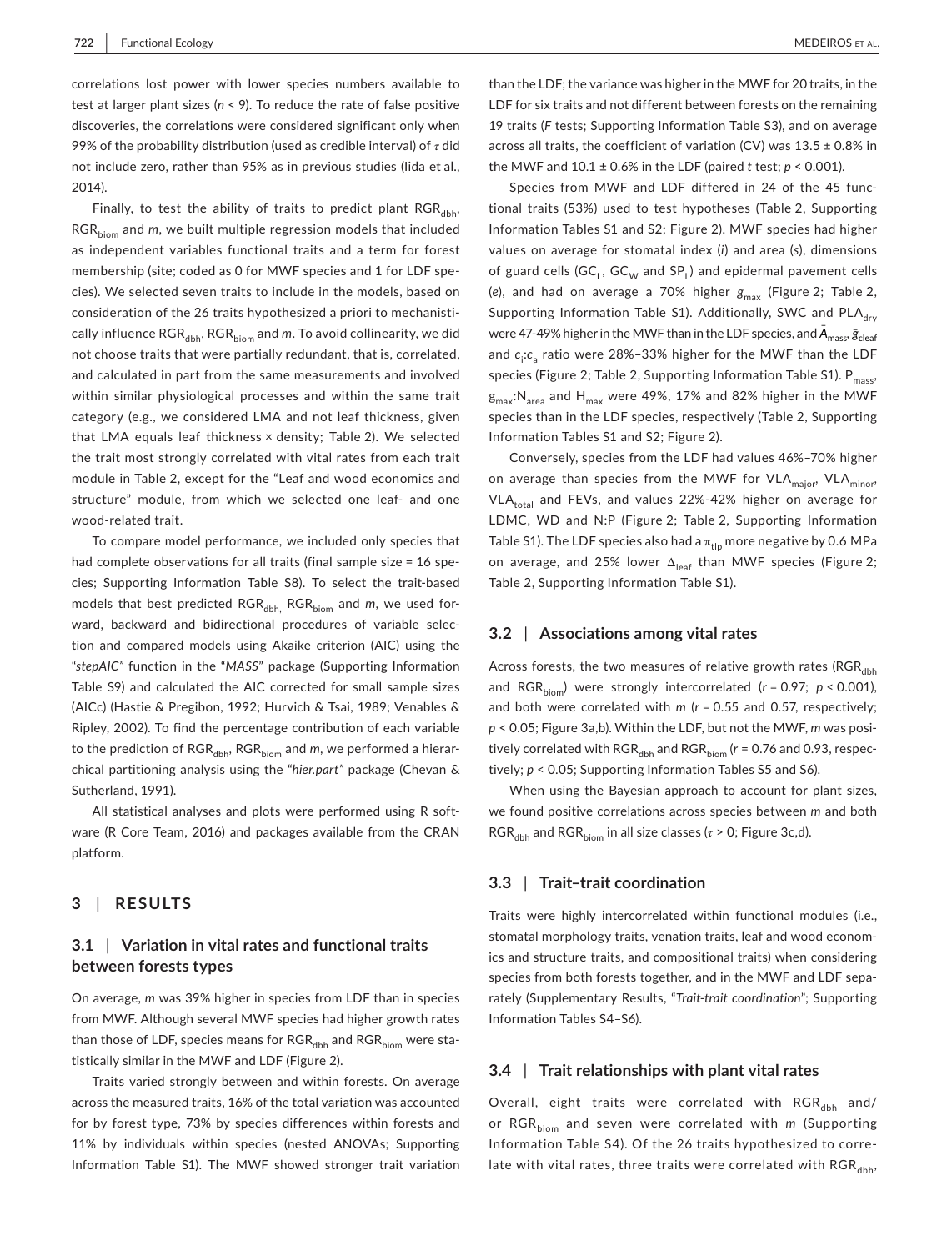correlations lost power with lower species numbers available to test at larger plant sizes ($n < 9$). To reduce the rate of false positive discoveries, the correlations were considered significant only when 99% of the probability distribution (used as credible interval) of $\tau$ did not include zero, rather than 95% as in previous studies (Iida et al., 2014).

Finally, to test the ability of traits to predict plant $RGR_{dbh}$, $RGR_{biom}$ and $m$, we built multiple regression models that included as independent variables functional traits and a term for forest membership (site; coded as 0 for MWF species and 1 for LDF species). We selected seven traits to include in the models, based on consideration of the 26 traits hypothesized a priori to mechanistically influence $RGR_{dbh}$, $RGR_{biom}$ and $m$. To avoid collinearity, we did not choose traits that were partially redundant, that is, correlated, and calculated in part from the same measurements and involved within similar physiological processes and within the same trait category (e.g., we considered LMA and not leaf thickness, given that LMA equals leaf thickness × density; Table 2). We selected the trait most strongly correlated with vital rates from each trait module in Table 2, except for the "Leaf and wood economics and structure" module, from which we selected one leaf- and one wood-related trait.

To compare model performance, we included only species that had complete observations for all traits (final sample size = 16 species; Supporting Information Table S8). To select the trait-based models that best predicted $RGR_{dbh}$, $RGR_{biom}$ and $m$, we used forward, backward and bidirectional procedures of variable selection and compared models using Akaike criterion (AIC) using the "*stepAIC*" function in the "*MASS*" package (Supporting Information Table S9) and calculated the AIC corrected for small sample sizes (AICc) (Hastie & Pregibon, 1992; Hurvich & Tsai, 1989; Venables & Ripley, 2002). To find the percentage contribution of each variable to the prediction of $RGR_{dbh}$, $RGR_{biom}$ and $m$, we performed a hierarchical partitioning analysis using the "*hier.part*" package (Chevan & Sutherland, 1991).

All statistical analyses and plots were performed using R software (R Core Team, 2016) and packages available from the CRAN platform.

## 3 | RESULTS

### 3.1 | Variation in vital rates and functional traits between forests types

On average, $m$ was 39% higher in species from LDF than in species from MWF. Although several MWF species had higher growth rates than those of LDF, species means for $RGR_{dbh}$ and $RGR_{biom}$ were statistically similar in the MWF and LDF (Figure 2).

Traits varied strongly between and within forests. On average across the measured traits, 16% of the total variation was accounted for by forest type, 73% by species differences within forests and 11% by individuals within species (nested ANOVAs; Supporting Information Table S1). The MWF showed stronger trait variation than the LDF; the variance was higher in the MWF for 20 traits, in the LDF for six traits and not different between forests on the remaining 19 traits ($F$ tests; Supporting Information Table S3), and on average across all traits, the coefficient of variation (CV) was 13.5 ± 0.8% in the MWF and 10.1 ± 0.6% in the LDF (paired $t$ test; $p < 0.001$).

Species from MWF and LDF differed in 24 of the 45 functional traits (53%) used to test hypotheses (Table 2, Supporting Information Tables S1 and S2; Figure 2). MWF species had higher values on average for stomatal index ($i$) and area ($s$), dimensions of guard cells ($GC_L$, $GC_W$ and $SP_L$) and epidermal pavement cells ($e$), and had on average a 70% higher $g_{max}$ (Figure 2; Table 2, Supporting Information Table S1). Additionally, SWC and $PLA_{dry}$ were 47-49% higher in the MWF than in the LDF species, and $\bar{A}_{mass}$, $\bar{g}_{cleaf}$ and $c_i$:$c_a$ ratio were 28%–33% higher for the MWF than the LDF species (Figure 2; Table 2, Supporting Information Table S1). $P_{mass}$, $g_{max}$:$N_{area}$ and $H_{max}$ were 49%, 17% and 82% higher in the MWF species than in the LDF species, respectively (Table 2, Supporting Information Tables S1 and S2; Figure 2).

Conversely, species from the LDF had values 46%–70% higher on average than species from the MWF for $VLA_{major}$, $VLA_{minor}$, $VLA_{total}$ and FEVs, and values 22%-42% higher on average for LDMC, WD and N:P (Figure 2; Table 2, Supporting Information Table S1). The LDF species also had a $\pi_{tlp}$ more negative by 0.6 MPa on average, and 25% lower $\Delta_{leaf}$ than MWF species (Figure 2; Table 2, Supporting Information Table S1).

### 3.2 | Associations among vital rates

Across forests, the two measures of relative growth rates ($RGR_{dbh}$ and $RGR_{biom}$) were strongly intercorrelated ($r = 0.97$; $p < 0.001$), and both were correlated with $m$ ($r = 0.55$ and 0.57, respectively; $p < 0.05$; Figure 3a,b). Within the LDF, but not the MWF, $m$ was positively correlated with $RGR_{dbh}$ and $RGR_{biom}$ ($r = 0.76$ and 0.93, respectively; $p < 0.05$; Supporting Information Tables S5 and S6).

When using the Bayesian approach to account for plant sizes, we found positive correlations across species between $m$ and both $RGR_{dbh}$ and $RGR_{biom}$ in all size classes ($\tau > 0$; Figure 3c,d).

### 3.3 | Trait–trait coordination

Traits were highly intercorrelated within functional modules (i.e., stomatal morphology traits, venation traits, leaf and wood economics and structure traits, and compositional traits) when considering species from both forests together, and in the MWF and LDF separately (Supplementary Results, "*Trait-trait coordination*"; Supporting Information Tables S4–S6).

### 3.4 | Trait relationships with plant vital rates

Overall, eight traits were correlated with $RGR_{dbh}$ and/or $RGR_{biom}$ and seven were correlated with $m$ (Supporting Information Table S4). Of the 26 traits hypothesized to correlate with vital rates, three traits were correlated with $RGR_{dbh}$,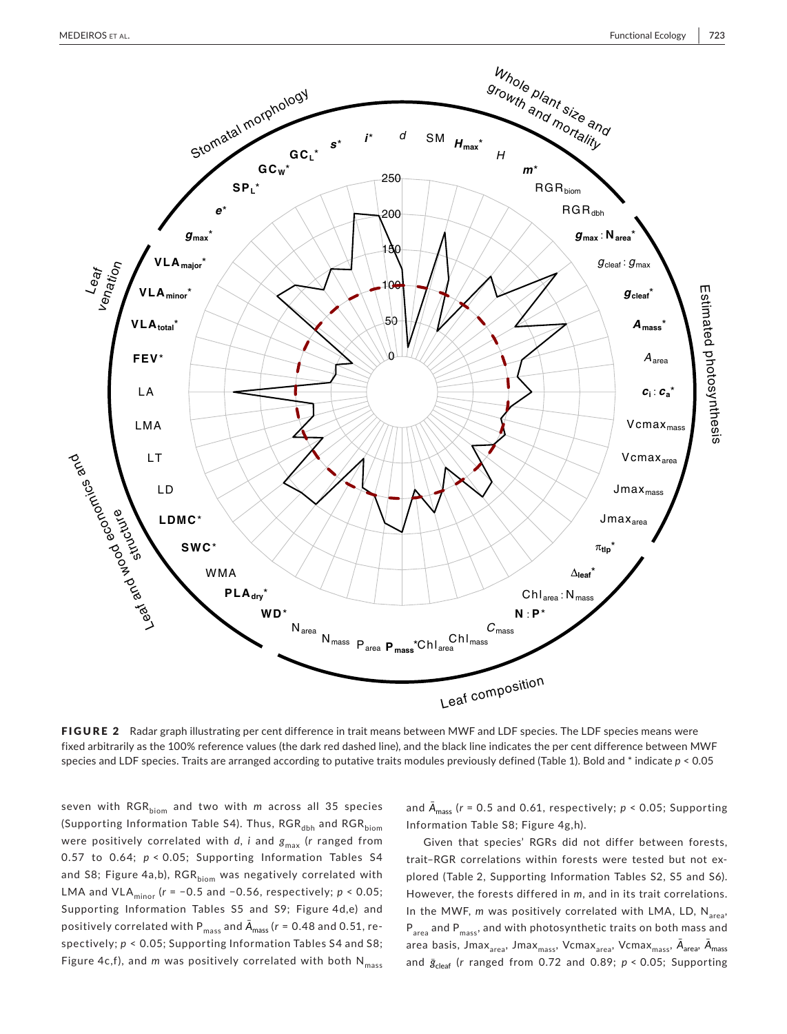**FIGURE 2** Radar graph illustrating per cent difference in trait means between MWF and LDF species. The LDF species means were fixed arbitrarily as the 100% reference values (the dark red dashed line), and the black line indicates the per cent difference between MWF species and LDF species. Traits are arranged according to putative traits modules previously defined (Table 1). Bold and * indicate $p < 0.05$

seven with $RGR_{biom}$ and two with $m$ across all 35 species (Supporting Information Table S4). Thus, $RGR_{dbh}$ and $RGR_{biom}$ were positively correlated with $d$, $i$ and $g_{max}$ ($r$ ranged from 0.57 to 0.64; $p < 0.05$; Supporting Information Tables S4 and S8; Figure 4a,b), $RGR_{biom}$ was negatively correlated with LMA and $VLA_{minor}$ ($r = -0.5$ and $-0.56$, respectively; $p < 0.05$; Supporting Information Tables S5 and S9; Figure 4d,e) and positively correlated with $P_{mass}$ and $\bar{A}_{mass}$ ($r = 0.48$ and $0.51$, respectively; $p < 0.05$; Supporting Information Tables S4 and S8; Figure 4c,f), and $m$ was positively correlated with both $N_{mass}$ and $\bar{A}_{mass}$ ($r = 0.5$ and $0.61$, respectively; $p < 0.05$; Supporting Information Table S8; Figure 4g,h).

Given that species' RGRs did not differ between forests, trait–RGR correlations within forests were tested but not explored (Table 2, Supporting Information Tables S2, S5 and S6). However, the forests differed in $m$, and in its trait correlations. In the MWF, $m$ was positively correlated with LMA, LD, $N_{area}$, $P_{area}$ and $P_{mass}$, and with photosynthetic traits on both mass and area basis, $Jmax_{area}$, $Jmax_{mass}$, $Vcmax_{area}$, $Vcmax_{mass}$, $\bar{A}_{area}$, $\bar{A}_{mass}$ and $\bar{g}_{cleaf}$ ($r$ ranged from 0.72 and 0.89; $p < 0.05$; Supporting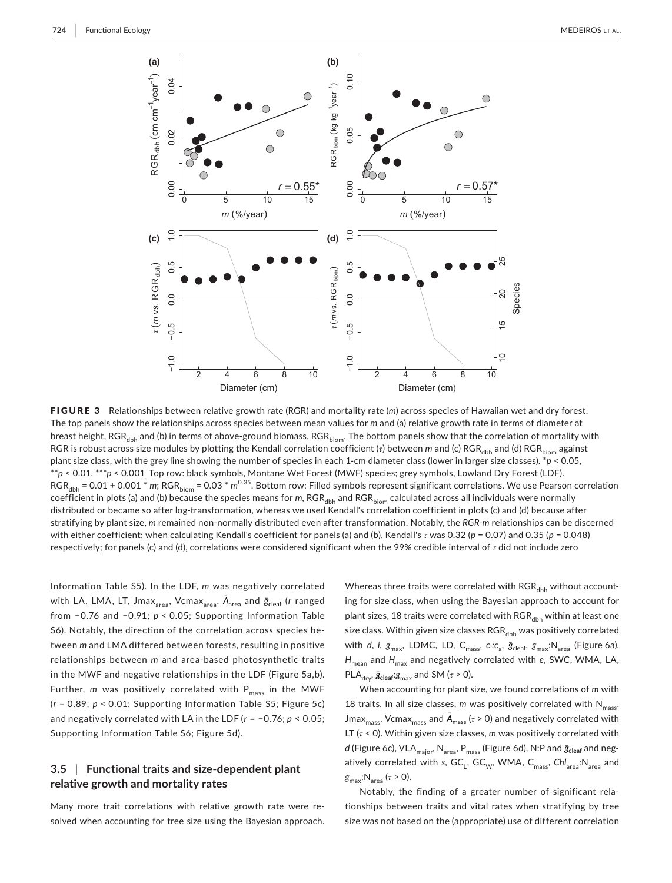**FIGURE 3** Relationships between relative growth rate (RGR) and mortality rate ($m$) across species of Hawaiian wet and dry forest. The top panels show the relationships across species between mean values for $m$ and (a) relative growth rate in terms of diameter at breast height, $RGR_{dbh}$ and (b) in terms of above-ground biomass, $RGR_{biom}$. The bottom panels show that the correlation of mortality with RGR is robust across size modules by plotting the Kendall correlation coefficient ($\tau$) between $m$ and (c) $RGR_{dbh}$ and (d) $RGR_{biom}$ against plant size class, with the grey line showing the number of species in each 1-cm diameter class (lower in larger size classes). $^{*}p < 0.05$, $^{**}p < 0.01$, $^{***}p < 0.001$. Top row: black symbols, Montane Wet Forest (MWF) species; grey symbols, Lowland Dry Forest (LDF). $RGR_{dbh} = 0.01 + 0.001 * m$; $RGR_{biom} = 0.03 * m^{0.35}$. Bottom row: Filled symbols represent significant correlations. We use Pearson correlation coefficient in plots (a) and (b) because the species means for $m$, $RGR_{dbh}$ calculated across all individuals were normally distributed or became so after log-transformation, whereas we used Kendall's correlation coefficient in plots (c) and (d) because after stratifying by plant size, $m$ remained non-normally distributed even after transformation. Notably, the *RGR-m* relationships can be discerned with either coefficient; when calculating Kendall's coefficient for panels (a) and (b), Kendall's $\tau$ was 0.32 ($p = 0.07$) and 0.35 ($p = 0.048$) respectively; for panels (c) and (d), correlations were considered significant when the 99% credible interval of $\tau$ did not include zero

Information Table S5). In the LDF, $m$ was negatively correlated with LA, LMA, LT, $Jmax_{area}$, $Vcmax_{area}$, $\bar{A}_{area}$ and $\bar{g}_{cleaf}$ ($r$ ranged from −0.76 and −0.91; $p < 0.05$; Supporting Information Table S6). Notably, the direction of the correlation across species between $m$ and LMA differed between forests, resulting in positive relationships between $m$ and area-based photosynthetic traits in the MWF and negative relationships in the LDF (Figure 5a,b). Further, $m$ was positively correlated with $P_{mass}$ in the MWF ($r = 0.89$; $p < 0.01$; Supporting Information Table S5; Figure 5c) and negatively correlated with LA in the LDF ($r = −0.76$; $p < 0.05$; Supporting Information Table S6; Figure 5d).

## 3.5 | Functional traits and size-dependent plant relative growth and mortality rates

Many more trait correlations with relative growth rate were resolved when accounting for tree size using the Bayesian approach. Whereas three traits were correlated with $RGR_{dbh}$ without accounting for size class, when using the Bayesian approach to account for plant sizes, 18 traits were correlated with $RGR_{dbh}$ within at least one size class. Within given size classes $RGR_{dbh}$ was positively correlated with $d$, $i$, $g_{max}$, LDMC, LD, $C_{mass}$, $c_i$:$c_a$, $\bar{g}_{cleaf}$, $g_{max}$:$N_{area}$ (Figure 6a), $H_{mean}$ and $H_{max}$ and negatively correlated with $e$, SWC, WMA, LA, $PLA_{dry}$, $\bar{g}_{cleaf}$:$g_{max}$ and SM ($\tau > 0$).

When accounting for plant size, we found correlations of $m$ with 18 traits. In all size classes, $m$ was positively correlated with $N_{mass}$, $Jmax_{mass}$, $Vcmax_{mass}$ and $\bar{A}_{mass}$ ($\tau > 0$) and negatively correlated with LT ($\tau < 0$). Within given size classes, $m$ was positively correlated with $d$ (Figure 6c), $VLA_{major}$, $N_{area}$, $P_{mass}$ (Figure 6d), N:P and $\bar{g}_{cleaf}$ and negatively correlated with $s$, $GC_L$, $GC_W$, WMA, $C_{mass}$, $Chl_{area}$:$N_{area}$ and $g_{max}$:$N_{area}$ ($\tau > 0$).

Notably, the finding of a greater number of significant relationships between traits and vital rates when stratifying by tree size was not based on the (appropriate) use of different correlation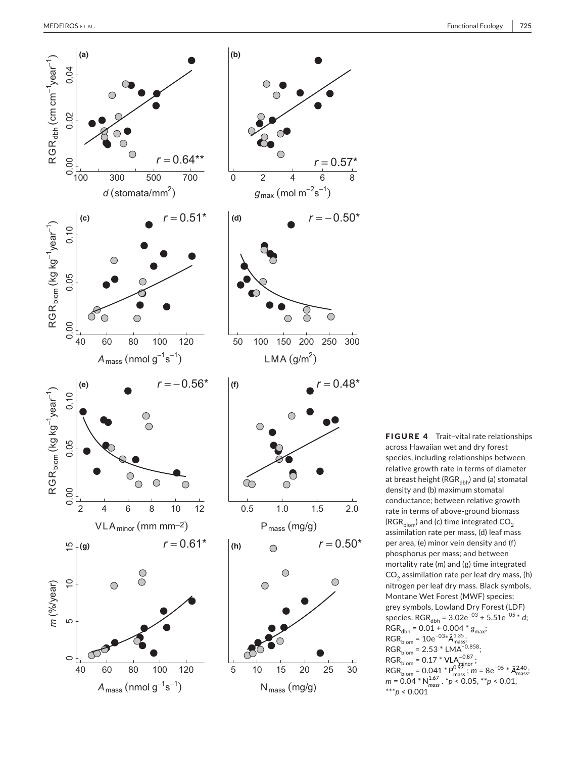**FIGURE 4** Trait–vital rate relationships across Hawaiian wet and dry forest species, including relationships between relative growth rate in terms of diameter at breast height ($RGR_{dbh}$) and (a) stomatal density and (b) maximum stomatal conductance; between relative growth rate in terms of above-ground biomass ($RGR_{biom}$) and (c) time integrated $CO_2$ assimilation rate per mass, (d) leaf mass per area, (e) minor vein density and (f) phosphorus per mass; and between mortality rate (*m*) and (g) time integrated $CO_2$ assimilation rate per leaf dry mass, (h) nitrogen per leaf dry mass. Black symbols, Montane Wet Forest (MWF) species; grey symbols, Lowland Dry Forest (LDF) species. $RGR_{dbh} = 3.02e^{-03} + 5.51e^{-05} * d$; $RGR_{dbh} = 0.01 + 0.004 * g_{max}$; $RGR_{biom} = 10e^{-03} * \bar{A}_{mass}^{1.35}$; $RGR_{biom} = 2.53 * LMA^{-0.858}$; $RGR_{biom} = 0.17 * VLA_{minor}^{-0.87}$; $RGR_{biom} = 0.041 * P_{mass}^{0.97}$; $m = 8e^{-05} * \bar{A}_{mass}^{2.40}$; $m = 0.04 * N_{mass}^{1.67}$. $^{*}p < 0.05$, $^{**}p < 0.01$, $^{***}p < 0.001$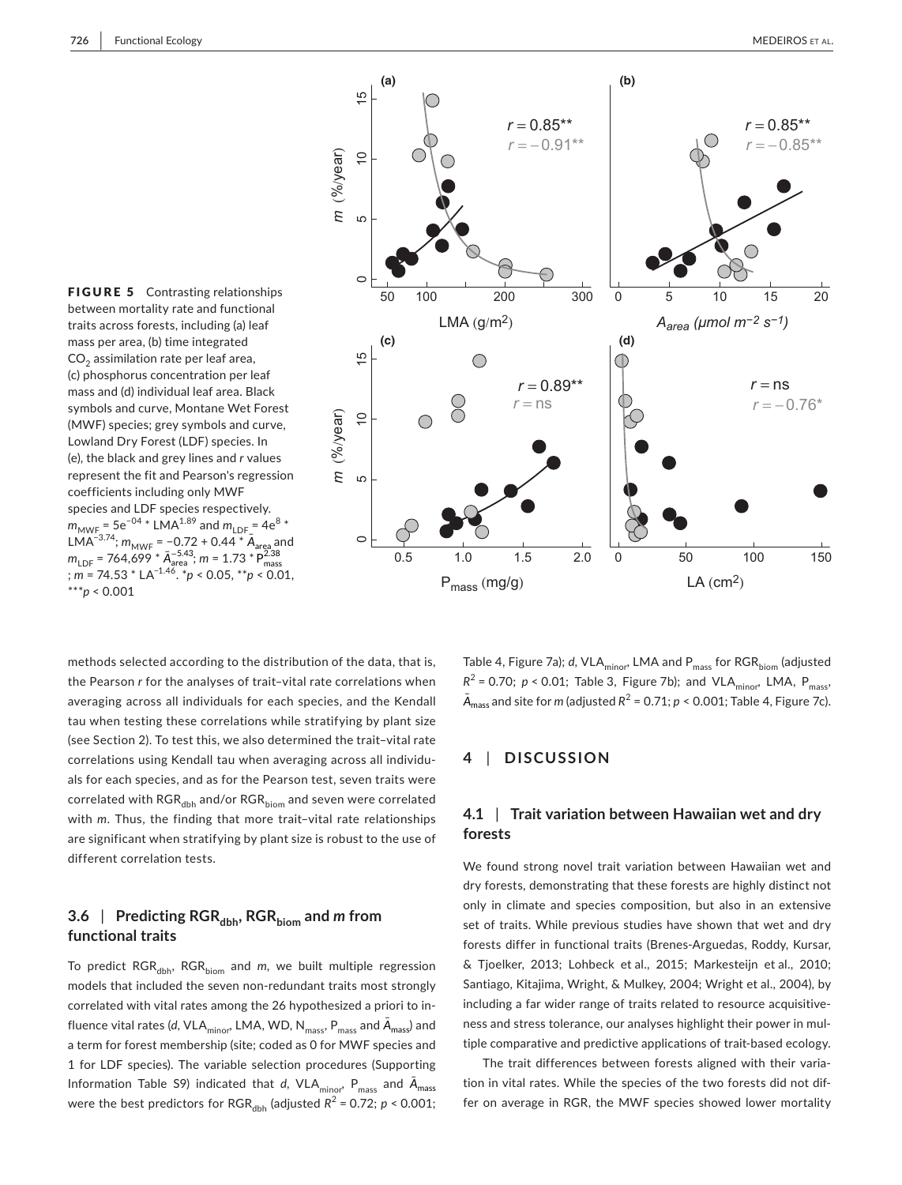FIGURE 5 Contrasting relationships between mortality rate and functional traits across forests, including (a) leaf mass per area, (b) time integrated $CO_2$ assimilation rate per leaf area, (c) phosphorus concentration per leaf mass and (d) individual leaf area. Black symbols and curve, Montane Wet Forest (MWF) species; grey symbols and curve, Lowland Dry Forest (LDF) species. In (e), the black and grey lines and *r* values represent the fit and Pearson's regression coefficients including only MWF species and LDF species respectively. $m_{MWF} = 5e^{-04} * LMA^{1.89}$ and $m_{LDF} = 4e^{8} * LMA^{-3.74}$; $m_{MWF} = -0.72 + 0.44 * \bar{A}_{area}$ and $m_{LDF} = 764{,}699 * \bar{A}_{area}^{-5.43}$; $m = 1.73 * P_{mass}^{2.38}$; $m = 74.53 * LA^{-1.46}$. *$p < 0.05$, **$p < 0.01$, ***$p < 0.001$

methods selected according to the distribution of the data, that is, the Pearson *r* for the analyses of trait–vital rate correlations when averaging across all individuals for each species, and the Kendall tau when testing these correlations while stratifying by plant size (see Section 2). To test this, we also determined the trait–vital rate correlations using Kendall tau when averaging across all individuals for each species, and as for the Pearson test, seven traits were correlated with $RGR_{dbh}$ and/or $RGR_{biom}$ and seven were correlated with *m*. Thus, the finding that more trait–vital rate relationships are significant when stratifying by plant size is robust to the use of different correlation tests.

### 3.6 | Predicting $RGR_{dbh}$, $RGR_{biom}$ and *m* from functional traits

To predict $RGR_{dbh}$, $RGR_{biom}$ and *m*, we built multiple regression models that included the seven non-redundant traits most strongly correlated with vital rates among the 26 hypothesized a priori to influence vital rates (*d*, $VLA_{minor}$, LMA, WD, $N_{mass}$, $P_{mass}$ and $\bar{A}_{mass}$) and a term for forest membership (site; coded as 0 for MWF species and 1 for LDF species). The variable selection procedures (Supporting Information Table S9) indicated that *d*, $VLA_{minor}$, $P_{mass}$ and $\bar{A}_{mass}$ were the best predictors for $RGR_{dbh}$ (adjusted $R^2 = 0.72$; $p < 0.001$; Table 4, Figure 7a); *d*, $VLA_{minor}$, LMA and $P_{mass}$ for $RGR_{biom}$ (adjusted $R^2 = 0.70$; $p < 0.01$; Table 3, Figure 7b); and $VLA_{minor}$, LMA, $P_{mass}$, $\bar{A}_{mass}$ and site for *m* (adjusted $R^2 = 0.71$; $p < 0.001$; Table 4, Figure 7c).

## 4 | DISCUSSION

### 4.1 | Trait variation between Hawaiian wet and dry forests

We found strong novel trait variation between Hawaiian wet and dry forests, demonstrating that these forests are highly distinct not only in climate and species composition, but also in an extensive set of traits. While previous studies have shown that wet and dry forests differ in functional traits (Brenes-Arguedas, Roddy, Kursar, & Tjoelker, 2013; Lohbeck et al., 2015; Markesteijn et al., 2010; Santiago, Kitajima, Wright, & Mulkey, 2004; Wright et al., 2004), by including a far wider range of traits related to resource acquisitiveness and stress tolerance, our analyses highlight their power in multiple comparative and predictive applications of trait-based ecology.

The trait differences between forests aligned with their variation in vital rates. While the species of the two forests did not differ on average in RGR, the MWF species showed lower mortality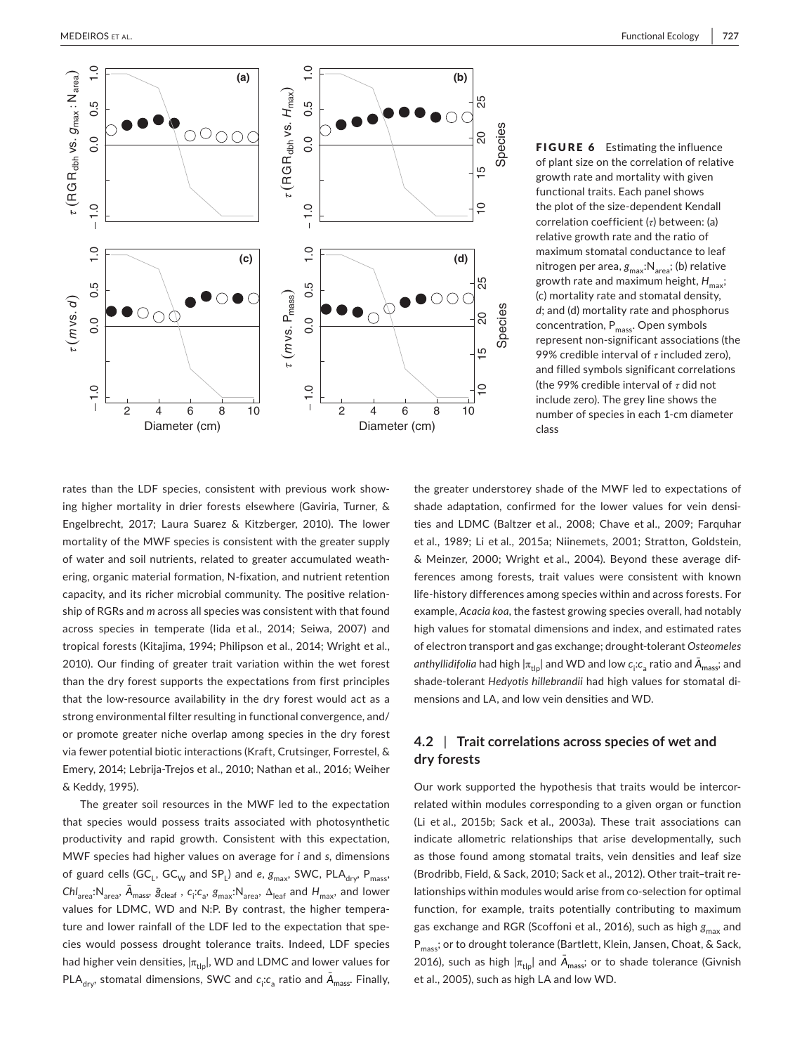FIGURE 6 Estimating the influence of plant size on the correlation of relative growth rate and mortality with given functional traits. Each panel shows the plot of the size-dependent Kendall correlation coefficient ($\tau$) between: (a) relative growth rate and the ratio of maximum stomatal conductance to leaf nitrogen per area, $g_{max}$:$N_{area}$; (b) relative growth rate and maximum height, $H_{max}$; (c) mortality rate and stomatal density, $d$; and (d) mortality rate and phosphorus concentration, $P_{mass}$. Open symbols represent non-significant associations (the 99% credible interval of $\tau$ included zero), and filled symbols significant correlations (the 99% credible interval of $\tau$ did not include zero). The grey line shows the number of species in each 1-cm diameter class

rates than the LDF species, consistent with previous work showing higher mortality in drier forests elsewhere (Gaviria, Turner, & Engelbrecht, 2017; Laura Suarez & Kitzberger, 2010). The lower mortality of the MWF species is consistent with the greater supply of water and soil nutrients, related to greater accumulated weathering, organic material formation, N-fixation, and nutrient retention capacity, and its richer microbial community. The positive relationship of RGRs and $m$ across all species was consistent with that found across species in temperate (Iida et al., 2014; Seiwa, 2007) and tropical forests (Kitajima, 1994; Philipson et al., 2014; Wright et al., 2010). Our finding of greater trait variation within the wet forest than the dry forest supports the expectations from first principles that the low-resource availability in the dry forest would act as a strong environmental filter resulting in functional convergence, and/or promote greater niche overlap among species in the dry forest via fewer potential biotic interactions (Kraft, Crutsinger, Forrestel, & Emery, 2014; Lebrija-Trejos et al., 2010; Nathan et al., 2016; Weiher & Keddy, 1995).

The greater soil resources in the MWF led to the expectation that species would possess traits associated with photosynthetic productivity and rapid growth. Consistent with this expectation, MWF species had higher values on average for $i$ and $s$, dimensions of guard cells ($GC_L$, $GC_W$ and $SP_L$) and $e$, $g_{max}$, SWC, $PLA_{dry}$, $P_{mass}$, $Chl_{area}$:$N_{area}$, $\bar{A}_{mass}$, $\bar{g}_{cleaf}$, $c_i$:$c_a$, $g_{max}$:$N_{area}$, $\Delta_{leaf}$ and $H_{max}$, and lower values for LDMC, WD and N:P. By contrast, the higher temperature and lower rainfall of the LDF led to the expectation that species would possess drought tolerance traits. Indeed, LDF species had higher vein densities, $|\pi_{tlp}|$, WD and LDMC and lower values for $PLA_{dry}$, stomatal dimensions, SWC and $c_i$:$c_a$ ratio and $\bar{A}_{mass}$. Finally, the greater understorey shade of the MWF led to expectations of shade adaptation, confirmed for the lower values for vein densities and LDMC (Baltzer et al., 2008; Chave et al., 2009; Farquhar et al., 1989; Li et al., 2015a; Niinemets, 2001; Stratton, Goldstein, & Meinzer, 2000; Wright et al., 2004). Beyond these average differences among forests, trait values were consistent with known life-history differences among species within and across forests. For example, *Acacia koa*, the fastest growing species overall, had notably high values for stomatal dimensions and index, and estimated rates of electron transport and gas exchange; drought-tolerant *Osteomeles anthyllidifolia* had high $|\pi_{tlp}|$ and WD and low $c_i$:$c_a$ ratio and $\bar{A}_{mass}$; and shade-tolerant *Hedyotis hillebrandii* had high values for stomatal dimensions and LA, and low vein densities and WD.

## 4.2 | Trait correlations across species of wet and dry forests

Our work supported the hypothesis that traits would be intercorrelated within modules corresponding to a given organ or function (Li et al., 2015b; Sack et al., 2003a). These trait associations can indicate allometric relationships that arise developmentally, such as those found among stomatal traits, vein densities and leaf size (Brodribb, Field, & Sack, 2010; Sack et al., 2012). Other trait–trait relationships within modules would arise from co-selection for optimal function, for example, traits potentially contributing to maximum gas exchange and RGR (Scoffoni et al., 2016), such as high $g_{max}$ and $P_{mass}$; or to drought tolerance (Bartlett, Klein, Jansen, Choat, & Sack, 2016), such as high $|\pi_{tlp}|$ and $\bar{A}_{mass}$; or to shade tolerance (Givnish et al., 2005), such as high LA and low WD.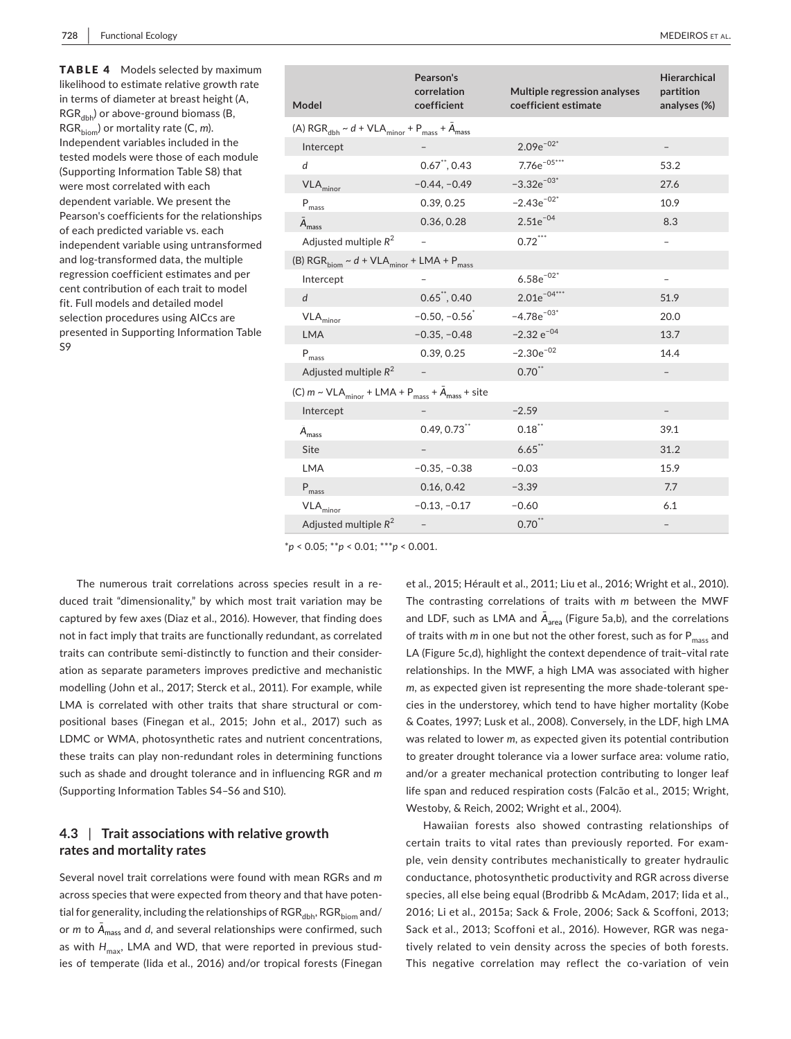**TABLE 4** Models selected by maximum likelihood to estimate relative growth rate in terms of diameter at breast height (A, $RGR_{dbh}$) or above-ground biomass (B, $RGR_{biom}$) or mortality rate (C, *m*). Independent variables included in the tested models were those of each module (Supporting Information Table S8) that were most correlated with each dependent variable. We present the Pearson's coefficients for the relationships of each predicted variable vs. each independent variable using untransformed and log-transformed data, the multiple regression coefficient estimates and per cent contribution of each trait to model fit. Full models and detailed model selection procedures using AICcs are presented in Supporting Information Table S9

| Model | Pearson's correlation coefficient | Multiple regression analyses coefficient estimate | Hierarchical partition analyses (%) |
|---|---|---|---|
| (A) $RGR_{dbh} \sim d + VLA_{minor} + P_{mass} + \bar{A}_{mass}$ | | | |
| Intercept | – | $2.09e^{-02*}$ | – |
| $d$ | $0.67^{**}$, 0.43 | $7.76e^{-05***}$ | 53.2 |
| $VLA_{minor}$ | −0.44, −0.49 | $-3.32e^{-03*}$ | 27.6 |
| $P_{mass}$ | 0.39, 0.25 | $-2.43e^{-02*}$ | 10.9 |
| $\bar{A}_{mass}$ | 0.36, 0.28 | $2.51e^{-04}$ | 8.3 |
| Adjusted multiple $R^2$ | – | $0.72^{***}$ | – |
| (B) $RGR_{biom} \sim d + VLA_{minor} + LMA + P_{mass}$ | | | |
| Intercept | – | $6.58e^{-02*}$ | – |
| $d$ | $0.65^{**}$, 0.40 | $2.01e^{-04***}$ | 51.9 |
| $VLA_{minor}$ | −0.50, $-0.56^{*}$ | $-4.78e^{-03*}$ | 20.0 |
| LMA | −0.35, −0.48 | $-2.32\,e^{-04}$ | 13.7 |
| $P_{mass}$ | 0.39, 0.25 | $-2.30e^{-02}$ | 14.4 |
| Adjusted multiple $R^2$ | – | $0.70^{**}$ | – |
| (C) $m \sim VLA_{minor} + LMA + P_{mass} + \bar{A}_{mass}$ + site | | | |
| Intercept | – | −2.59 | – |
| $\bar{A}_{mass}$ | 0.49, $0.73^{**}$ | $0.18^{**}$ | 39.1 |
| Site | – | $6.65^{**}$ | 31.2 |
| LMA | −0.35, −0.38 | −0.03 | 15.9 |
| $P_{mass}$ | 0.16, 0.42 | −3.39 | 7.7 |
| $VLA_{minor}$ | −0.13, −0.17 | −0.60 | 6.1 |
| Adjusted multiple $R^2$ | – | $0.70^{**}$ | – |

$^{*}p < 0.05$; $^{**}p < 0.01$; $^{***}p < 0.001$.

The numerous trait correlations across species result in a reduced trait "dimensionality," by which most trait variation may be captured by few axes (Diaz et al., 2016). However, that finding does not in fact imply that traits are functionally redundant, as correlated traits can contribute semi-distinctly to function and their consideration as separate parameters improves predictive and mechanistic modelling (John et al., 2017; Sterck et al., 2011). For example, while LMA is correlated with other traits that share structural or compositional bases (Finegan et al., 2015; John et al., 2017) such as LDMC or WMA, photosynthetic rates and nutrient concentrations, these traits can play non-redundant roles in determining functions such as shade and drought tolerance and in influencing RGR and *m* (Supporting Information Tables S4–S6 and S10).

### 4.3 | Trait associations with relative growth rates and mortality rates

Several novel trait correlations were found with mean RGRs and *m* across species that were expected from theory and that have potential for generality, including the relationships of $RGR_{dbh}$, $RGR_{biom}$ and/or *m* to $\bar{A}_{mass}$ and *d*, and several relationships were confirmed, such as with $H_{max}$, LMA and WD, that were reported in previous studies of temperate (Iida et al., 2016) and/or tropical forests (Finegan et al., 2015; Hérault et al., 2011; Liu et al., 2016; Wright et al., 2010). The contrasting correlations of traits with *m* between the MWF and LDF, such as LMA and $\bar{A}_{area}$ (Figure 5a,b), and the correlations of traits with *m* in one but not the other forest, such as for $P_{mass}$ and LA (Figure 5c,d), highlight the context dependence of trait–vital rate relationships. In the MWF, a high LMA was associated with higher *m*, as expected given ist representing the more shade-tolerant species in the understorey, which tend to have higher mortality (Kobe & Coates, 1997; Lusk et al., 2008). Conversely, in the LDF, high LMA was related to lower *m*, as expected given its potential contribution to greater drought tolerance via a lower surface area: volume ratio, and/or a greater mechanical protection contributing to longer leaf life span and reduced respiration costs (Falcão et al., 2015; Wright, Westoby, & Reich, 2002; Wright et al., 2004).

Hawaiian forests also showed contrasting relationships of certain traits to vital rates than previously reported. For example, vein density contributes mechanistically to greater hydraulic conductance, photosynthetic productivity and RGR across diverse species, all else being equal (Brodribb & McAdam, 2017; Iida et al., 2016; Li et al., 2015a; Sack & Frole, 2006; Sack & Scoffoni, 2013; Sack et al., 2013; Scoffoni et al., 2016). However, RGR was negatively related to vein density across the species of both forests. This negative correlation may reflect the co-variation of vein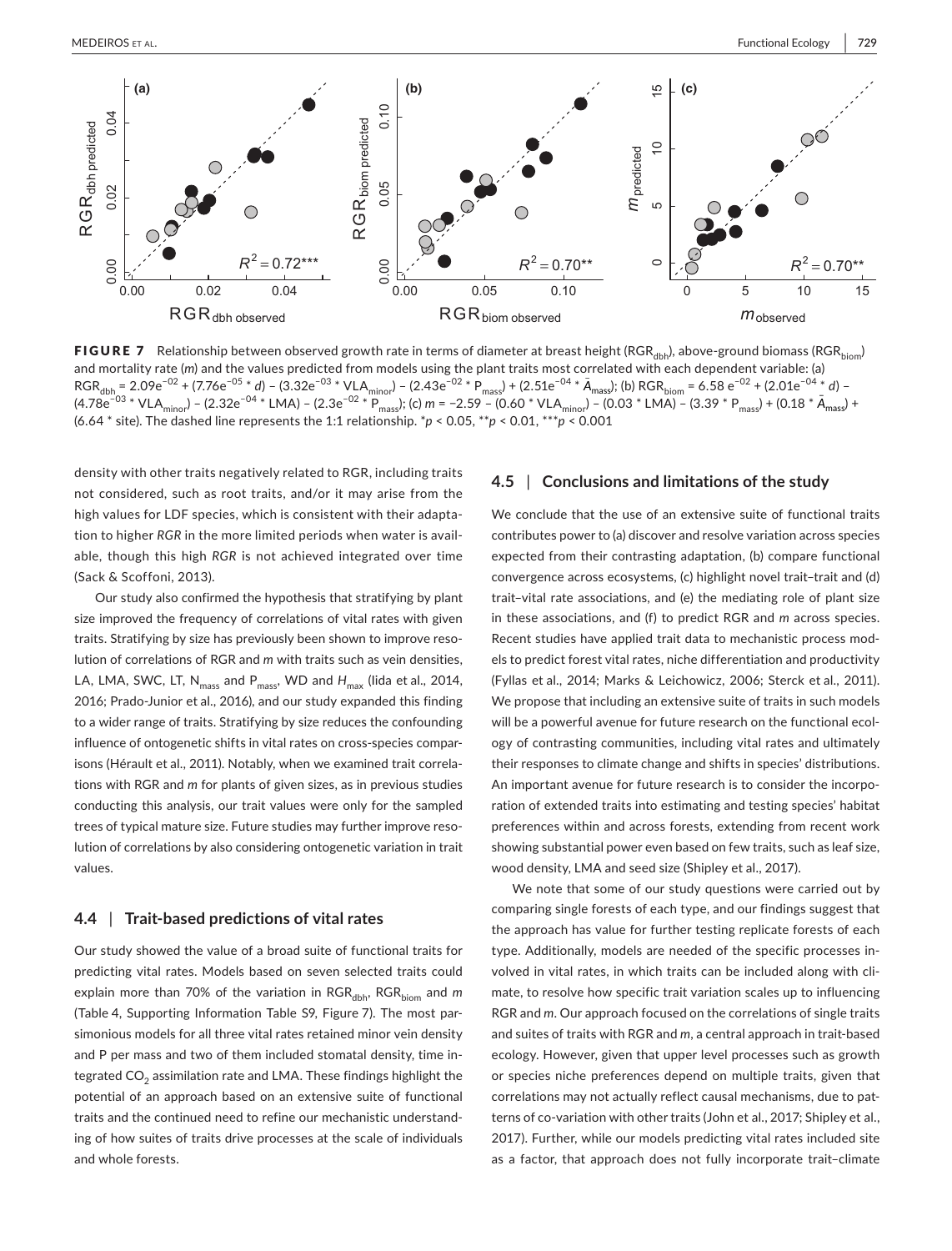**FIGURE 7** Relationship between observed growth rate in terms of diameter at breast height ($RGR_{dbh}$), above-ground biomass ($RGR_{biom}$) and mortality rate ($m$) and the values predicted from models using the plant traits most correlated with each dependent variable: (a) $RGR_{dbh} = 2.09e^{-02} + (7.76e^{-05} * d) - (3.32e^{-03} * VLA_{minor}) - (2.43e^{-02} * P_{mass}) + (2.51e^{-04} * \bar{A}_{mass})$; (b) $RGR_{biom} = 6.58\ e^{-02} + (2.01e^{-04} * d) - (4.78e^{-03} * VLA_{minor}) - (2.32e^{-04} * LMA) - (2.3e^{-02} * P_{mass})$; (c) $m = -2.59 - (0.60 * VLA_{minor}) - (0.03 * LMA) - (3.39 * P_{mass}) + (0.18 * \bar{A}_{mass}) + (6.64 * site)$. The dashed line represents the 1:1 relationship. $^*p < 0.05$, $^{**}p < 0.01$, $^{***}p < 0.001$

density with other traits negatively related to RGR, including traits not considered, such as root traits, and/or it may arise from the high values for LDF species, which is consistent with their adaptation to higher *RGR* in the more limited periods when water is available, though this high *RGR* is not achieved integrated over time (Sack & Scoffoni, 2013).

Our study also confirmed the hypothesis that stratifying by plant size improved the frequency of correlations of vital rates with given traits. Stratifying by size has previously been shown to improve resolution of correlations of RGR and *m* with traits such as vein densities, LA, LMA, SWC, LT, $N_{mass}$ and $P_{mass}$, WD and $H_{max}$ (Iida et al., 2014, 2016; Prado-Junior et al., 2016), and our study expanded this finding to a wider range of traits. Stratifying by size reduces the confounding influence of ontogenetic shifts in vital rates on cross-species comparisons (Hérault et al., 2011). Notably, when we examined trait correlations with RGR and *m* for plants of given sizes, as in previous studies conducting this analysis, our trait values were only for the sampled trees of typical mature size. Future studies may further improve resolution of correlations by also considering ontogenetic variation in trait values.

### 4.4 | Trait-based predictions of vital rates

Our study showed the value of a broad suite of functional traits for predicting vital rates. Models based on seven selected traits could explain more than 70% of the variation in $RGR_{dbh}$, $RGR_{biom}$ and *m* (Table 4, Supporting Information Table S9, Figure 7). The most parsimonious models for all three vital rates retained minor vein density and P per mass and two of them included stomatal density, time integrated $CO_2$ assimilation rate and LMA. These findings highlight the potential of an approach based on an extensive suite of functional traits and the continued need to refine our mechanistic understanding of how suites of traits drive processes at the scale of individuals and whole forests.

### 4.5 | Conclusions and limitations of the study

We conclude that the use of an extensive suite of functional traits contributes power to (a) discover and resolve variation across species expected from their contrasting adaptation, (b) compare functional convergence across ecosystems, (c) highlight novel trait–trait and (d) trait–vital rate associations, and (e) the mediating role of plant size in these associations, and (f) to predict RGR and *m* across species. Recent studies have applied trait data to mechanistic process models to predict forest vital rates, niche differentiation and productivity (Fyllas et al., 2014; Marks & Leichowicz, 2006; Sterck et al., 2011). We propose that including an extensive suite of traits in such models will be a powerful avenue for future research on the functional ecology of contrasting communities, including vital rates and ultimately their responses to climate change and shifts in species' distributions. An important avenue for future research is to consider the incorporation of extended traits into estimating and testing species' habitat preferences within and across forests, extending from recent work showing substantial power even based on few traits, such as leaf size, wood density, LMA and seed size (Shipley et al., 2017).

We note that some of our study questions were carried out by comparing single forests of each type, and our findings suggest that the approach has value for further testing replicate forests of each type. Additionally, models are needed of the specific processes involved in vital rates, in which traits can be included along with climate, to resolve how specific trait variation scales up to influencing RGR and *m*. Our approach focused on the correlations of single traits and suites of traits with RGR and *m*, a central approach in trait-based ecology. However, given that upper level processes such as growth or species niche preferences depend on multiple traits, given that correlations may not actually reflect causal mechanisms, due to patterns of co-variation with other traits (John et al., 2017; Shipley et al., 2017). Further, while our models predicting vital rates included site as a factor, that approach does not fully incorporate trait–climate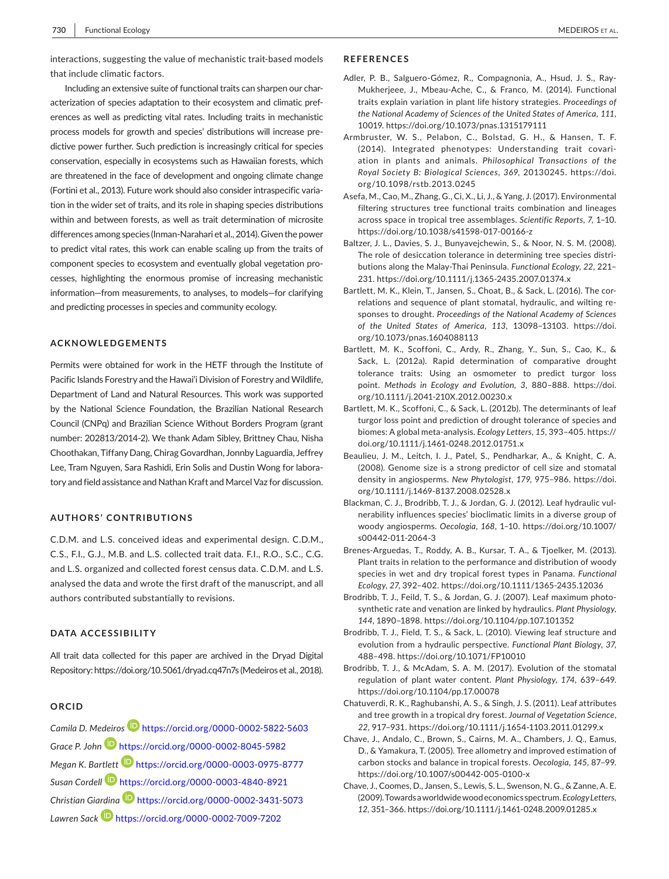interactions, suggesting the value of mechanistic trait-based models that include climatic factors.

Including an extensive suite of functional traits can sharpen our characterization of species adaptation to their ecosystem and climatic preferences as well as predicting vital rates. Including traits in mechanistic process models for growth and species' distributions will increase predictive power further. Such prediction is increasingly critical for species conservation, especially in ecosystems such as Hawaiian forests, which are threatened in the face of development and ongoing climate change (Fortini et al., 2013). Future work should also consider intraspecific variation in the wider set of traits, and its role in shaping species distributions within and between forests, as well as trait determination of microsite differences among species (Inman-Narahari et al., 2014). Given the power to predict vital rates, this work can enable scaling up from the traits of component species to ecosystem and eventually global vegetation processes, highlighting the enormous promise of increasing mechanistic information—from measurements, to analyses, to models—for clarifying and predicting processes in species and community ecology.

## ACKNOWLEDGEMENTS

Permits were obtained for work in the HETF through the Institute of Pacific Islands Forestry and the Hawai'i Division of Forestry and Wildlife, Department of Land and Natural Resources. This work was supported by the National Science Foundation, the Brazilian National Research Council (CNPq) and Brazilian Science Without Borders Program (grant number: 202813/2014-2). We thank Adam Sibley, Brittney Chau, Nisha Choothakan, Tiffany Dang, Chirag Govardhan, Jonnby Laguardia, Jeffrey Lee, Tram Nguyen, Sara Rashidi, Erin Solis and Dustin Wong for laboratory and field assistance and Nathan Kraft and Marcel Vaz for discussion.

## AUTHORS' CONTRIBUTIONS

C.D.M. and L.S. conceived ideas and experimental design. C.D.M., C.S., F.I., G.J., M.B. and L.S. collected trait data. F.I., R.O., S.C., C.G. and L.S. organized and collected forest census data. C.D.M. and L.S. analysed the data and wrote the first draft of the manuscript, and all authors contributed substantially to revisions.

## DATA ACCESSIBILITY

All trait data collected for this paper are archived in the Dryad Digital Repository: https://doi.org/10.5061/dryad.cq47n7s (Medeiros et al., 2018).

## ORCID

*Camila D. Medeiros* https://orcid.org/0000-0002-5822-5603
*Grace P. John* https://orcid.org/0000-0002-8045-5982
*Megan K. Bartlett* https://orcid.org/0000-0003-0975-8777
*Susan Cordell* https://orcid.org/0000-0003-4840-8921
*Christian Giardina* https://orcid.org/0000-0002-3431-5073
*Lawren Sack* https://orcid.org/0000-0002-7009-7202

## REFERENCES

Adler, P. B., Salguero-Gómez, R., Compagnonia, A., Hsud, J. S., Ray-Mukherjeee, J., Mbeau-Ache, C., & Franco, M. (2014). Functional traits explain variation in plant life history strategies. *Proceedings of the National Academy of Sciences of the United States of America*, *111*, 10019. https://doi.org/10.1073/pnas.1315179111

Armbruster, W. S., Pelabon, C., Bolstad, G. H., & Hansen, T. F. (2014). Integrated phenotypes: Understanding trait covariation in plants and animals. *Philosophical Transactions of the Royal Society B: Biological Sciences*, *369*, 20130245. https://doi.org/10.1098/rstb.2013.0245

Asefa, M., Cao, M., Zhang, G., Ci, X., Li, J., & Yang, J. (2017). Environmental filtering structures tree functional traits combination and lineages across space in tropical tree assemblages. *Scientific Reports*, *7*, 1–10. https://doi.org/10.1038/s41598-017-00166-z

Baltzer, J. L., Davies, S. J., Bunyavejchewin, S., & Noor, N. S. M. (2008). The role of desiccation tolerance in determining tree species distributions along the Malay-Thai Peninsula. *Functional Ecology*, *22*, 221–231. https://doi.org/10.1111/j.1365-2435.2007.01374.x

Bartlett, M. K., Klein, T., Jansen, S., Choat, B., & Sack, L. (2016). The correlations and sequence of plant stomatal, hydraulic, and wilting responses to drought. *Proceedings of the National Academy of Sciences of the United States of America*, *113*, 13098–13103. https://doi.org/10.1073/pnas.1604088113

Bartlett, M. K., Scoffoni, C., Ardy, R., Zhang, Y., Sun, S., Cao, K., & Sack, L. (2012a). Rapid determination of comparative drought tolerance traits: Using an osmometer to predict turgor loss point. *Methods in Ecology and Evolution*, *3*, 880–888. https://doi.org/10.1111/j.2041-210X.2012.00230.x

Bartlett, M. K., Scoffoni, C., & Sack, L. (2012b). The determinants of leaf turgor loss point and prediction of drought tolerance of species and biomes: A global meta-analysis. *Ecology Letters*, *15*, 393–405. https://doi.org/10.1111/j.1461-0248.2012.01751.x

Beaulieu, J. M., Leitch, I. J., Patel, S., Pendharkar, A., & Knight, C. A. (2008). Genome size is a strong predictor of cell size and stomatal density in angiosperms. *New Phytologist*, *179*, 975–986. https://doi.org/10.1111/j.1469-8137.2008.02528.x

Blackman, C. J., Brodribb, T. J., & Jordan, G. J. (2012). Leaf hydraulic vulnerability influences species' bioclimatic limits in a diverse group of woody angiosperms. *Oecologia*, *168*, 1–10. https://doi.org/10.1007/s00442-011-2064-3

Brenes-Arguedas, T., Roddy, A. B., Kursar, T. A., & Tjoelker, M. (2013). Plant traits in relation to the performance and distribution of woody species in wet and dry tropical forest types in Panama. *Functional Ecology*, *27*, 392–402. https://doi.org/10.1111/1365-2435.12036

Brodribb, T. J., Feild, T. S., & Jordan, G. J. (2007). Leaf maximum photosynthetic rate and venation are linked by hydraulics. *Plant Physiology*, *144*, 1890–1898. https://doi.org/10.1104/pp.107.101352

Brodribb, T. J., Field, T. S., & Sack, L. (2010). Viewing leaf structure and evolution from a hydraulic perspective. *Functional Plant Biology*, *37*, 488–498. https://doi.org/10.1071/FP10010

Brodribb, T. J., & McAdam, S. A. M. (2017). Evolution of the stomatal regulation of plant water content. *Plant Physiology*, *174*, 639–649. https://doi.org/10.1104/pp.17.00078

Chatuverdi, R. K., Raghubanshi, A. S., & Singh, J. S. (2011). Leaf attributes and tree growth in a tropical dry forest. *Journal of Vegetation Science*, *22*, 917–931. https://doi.org/10.1111/j.1654-1103.2011.01299.x

Chave, J., Andalo, C., Brown, S., Cairns, M. A., Chambers, J. Q., Eamus, D., & Yamakura, T. (2005). Tree allometry and improved estimation of carbon stocks and balance in tropical forests. *Oecologia*, *145*, 87–99. https://doi.org/10.1007/s00442-005-0100-x

Chave, J., Coomes, D., Jansen, S., Lewis, S. L., Swenson, N. G., & Zanne, A. E. (2009). Towards a worldwide wood economics spectrum. *Ecology Letters*, *12*, 351–366. https://doi.org/10.1111/j.1461-0248.2009.01285.x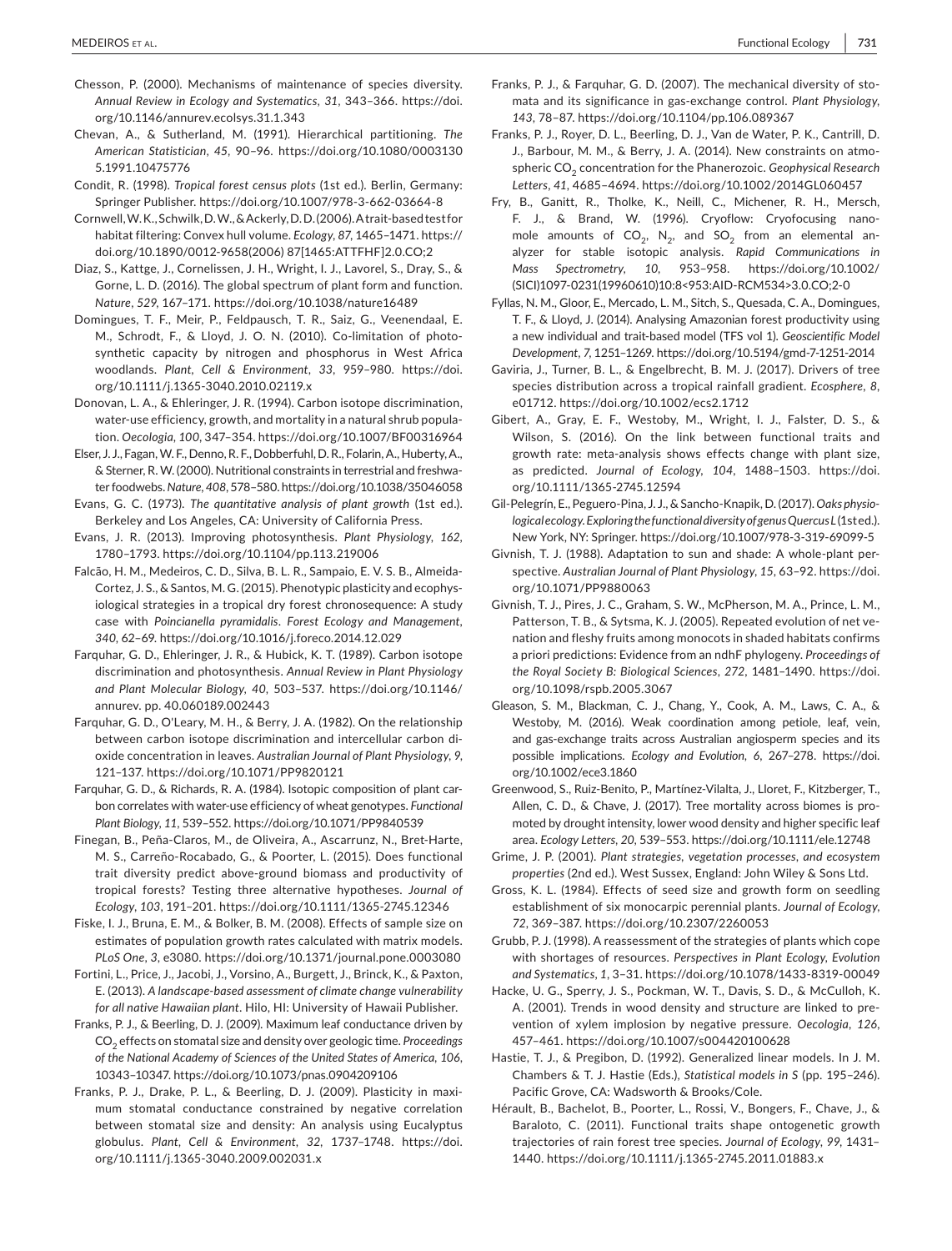Chesson, P. (2000). Mechanisms of maintenance of species diversity. *Annual Review in Ecology and Systematics*, *31*, 343–366. https://doi.org/10.1146/annurev.ecolsys.31.1.343

Chevan, A., & Sutherland, M. (1991). Hierarchical partitioning. *The American Statistician*, *45*, 90–96. https://doi.org/10.1080/00031305.1991.10475776

Condit, R. (1998). *Tropical forest census plots* (1st ed.). Berlin, Germany: Springer Publisher. https://doi.org/10.1007/978-3-662-03664-8

Cornwell, W. K., Schwilk, D. W., & Ackerly, D. D. (2006). A trait-based test for habitat filtering: Convex hull volume. *Ecology*, *87*, 1465–1471. https://doi.org/10.1890/0012-9658(2006) 87[1465:ATTFHF]2.0.CO;2

Diaz, S., Kattge, J., Cornelissen, J. H., Wright, I. J., Lavorel, S., Dray, S., & Gorne, L. D. (2016). The global spectrum of plant form and function. *Nature*, *529*, 167–171. https://doi.org/10.1038/nature16489

Domingues, T. F., Meir, P., Feldpausch, T. R., Saiz, G., Veenendaal, E. M., Schrodt, F., & Lloyd, J. O. N. (2010). Co-limitation of photosynthetic capacity by nitrogen and phosphorus in West Africa woodlands. *Plant, Cell & Environment*, *33*, 959–980. https://doi.org/10.1111/j.1365-3040.2010.02119.x

Donovan, L. A., & Ehleringer, J. R. (1994). Carbon isotope discrimination, water-use efficiency, growth, and mortality in a natural shrub population. *Oecologia*, *100*, 347–354. https://doi.org/10.1007/BF00316964

Elser, J. J., Fagan, W. F., Denno, R. F., Dobberfuhl, D. R., Folarin, A., Huberty, A., & Sterner, R. W. (2000). Nutritional constraints in terrestrial and freshwater foodwebs. *Nature*, *408*, 578–580. https://doi.org/10.1038/35046058

Evans, G. C. (1973). *The quantitative analysis of plant growth* (1st ed.). Berkeley and Los Angeles, CA: University of California Press.

Evans, J. R. (2013). Improving photosynthesis. *Plant Physiology*, *162*, 1780–1793. https://doi.org/10.1104/pp.113.219006

Falcão, H. M., Medeiros, C. D., Silva, B. L. R., Sampaio, E. V. S. B., Almeida-Cortez, J. S., & Santos, M. G. (2015). Phenotypic plasticity and ecophysiological strategies in a tropical dry forest chronosequence: A study case with *Poincianella pyramidalis*. *Forest Ecology and Management*, *340*, 62–69. https://doi.org/10.1016/j.foreco.2014.12.029

Farquhar, G. D., Ehleringer, J. R., & Hubick, K. T. (1989). Carbon isotope discrimination and photosynthesis. *Annual Review in Plant Physiology and Plant Molecular Biology*, *40*, 503–537. https://doi.org/10.1146/annurev. pp. 40.060189.002443

Farquhar, G. D., O'Leary, M. H., & Berry, J. A. (1982). On the relationship between carbon isotope discrimination and intercellular carbon dioxide concentration in leaves. *Australian Journal of Plant Physiology*, *9*, 121–137. https://doi.org/10.1071/PP9820121

Farquhar, G. D., & Richards, R. A. (1984). Isotopic composition of plant carbon correlates with water-use efficiency of wheat genotypes. *Functional Plant Biology*, *11*, 539–552. https://doi.org/10.1071/PP9840539

Finegan, B., Peña-Claros, M., de Oliveira, A., Ascarrunz, N., Bret-Harte, M. S., Carreño-Rocabado, G., & Poorter, L. (2015). Does functional trait diversity predict above-ground biomass and productivity of tropical forests? Testing three alternative hypotheses. *Journal of Ecology*, *103*, 191–201. https://doi.org/10.1111/1365-2745.12346

Fiske, I. J., Bruna, E. M., & Bolker, B. M. (2008). Effects of sample size on estimates of population growth rates calculated with matrix models. *PLoS One*, *3*, e3080. https://doi.org/10.1371/journal.pone.0003080

Fortini, L., Price, J., Jacobi, J., Vorsino, A., Burgett, J., Brinck, K., & Paxton, E. (2013). *A landscape-based assessment of climate change vulnerability for all native Hawaiian plant*. Hilo, HI: University of Hawaii Publisher.

Franks, P. J., & Beerling, D. J. (2009). Maximum leaf conductance driven by $CO_2$ effects on stomatal size and density over geologic time. *Proceedings of the National Academy of Sciences of the United States of America*, *106*, 10343–10347. https://doi.org/10.1073/pnas.0904209106

Franks, P. J., Drake, P. L., & Beerling, D. J. (2009). Plasticity in maximum stomatal conductance constrained by negative correlation between stomatal size and density: An analysis using Eucalyptus globulus. *Plant, Cell & Environment*, *32*, 1737–1748. https://doi.org/10.1111/j.1365-3040.2009.002031.x

Franks, P. J., & Farquhar, G. D. (2007). The mechanical diversity of stomata and its significance in gas-exchange control. *Plant Physiology*, *143*, 78–87. https://doi.org/10.1104/pp.106.089367

Franks, P. J., Royer, D. L., Beerling, D. J., Van de Water, P. K., Cantrill, D. J., Barbour, M. M., & Berry, J. A. (2014). New constraints on atmospheric $CO_2$ concentration for the Phanerozoic. *Geophysical Research Letters*, *41*, 4685–4694. https://doi.org/10.1002/2014GL060457

Fry, B., Ganitt, R., Tholke, K., Neill, C., Michener, R. H., Mersch, F. J., & Brand, W. (1996). Cryoflow: Cryofocusing nanomole amounts of $CO_2$, $N_2$, and $SO_2$ from an elemental analyzer for stable isotopic analysis. *Rapid Communications in Mass Spectrometry*, *10*, 953–958. https://doi.org/10.1002/(SICI)1097-0231(19960610)10:8<953:AID-RCM534>3.0.CO;2-0

Fyllas, N. M., Gloor, E., Mercado, L. M., Sitch, S., Quesada, C. A., Domingues, T. F., & Lloyd, J. (2014). Analysing Amazonian forest productivity using a new individual and trait-based model (TFS vol 1). *Geoscientific Model Development*, *7*, 1251–1269. https://doi.org/10.5194/gmd-7-1251-2014

Gaviria, J., Turner, B. L., & Engelbrecht, B. M. J. (2017). Drivers of tree species distribution across a tropical rainfall gradient. *Ecosphere*, *8*, e01712. https://doi.org/10.1002/ecs2.1712

Gibert, A., Gray, E. F., Westoby, M., Wright, I. J., Falster, D. S., & Wilson, S. (2016). On the link between functional traits and growth rate: meta-analysis shows effects change with plant size, as predicted. *Journal of Ecology*, *104*, 1488–1503. https://doi.org/10.1111/1365-2745.12594

Gil-Pelegrín, E., Peguero-Pina, J. J., & Sancho-Knapik, D. (2017). *Oaks physiological ecology. Exploring the functional diversity of genus Quercus L* (1st ed.). New York, NY: Springer. https://doi.org/10.1007/978-3-319-69099-5

Givnish, T. J. (1988). Adaptation to sun and shade: A whole-plant perspective. *Australian Journal of Plant Physiology*, *15*, 63–92. https://doi.org/10.1071/PP9880063

Givnish, T. J., Pires, J. C., Graham, S. W., McPherson, M. A., Prince, L. M., Patterson, T. B., & Sytsma, K. J. (2005). Repeated evolution of net venation and fleshy fruits among monocots in shaded habitats confirms a priori predictions: Evidence from an ndhF phylogeny. *Proceedings of the Royal Society B: Biological Sciences*, *272*, 1481–1490. https://doi.org/10.1098/rspb.2005.3067

Gleason, S. M., Blackman, C. J., Chang, Y., Cook, A. M., Laws, C. A., & Westoby, M. (2016). Weak coordination among petiole, leaf, vein, and gas-exchange traits across Australian angiosperm species and its possible implications. *Ecology and Evolution*, *6*, 267–278. https://doi.org/10.1002/ece3.1860

Greenwood, S., Ruiz-Benito, P., Martínez-Vilalta, J., Lloret, F., Kitzberger, T., Allen, C. D., & Chave, J. (2017). Tree mortality across biomes is promoted by drought intensity, lower wood density and higher specific leaf area. *Ecology Letters*, *20*, 539–553. https://doi.org/10.1111/ele.12748

Grime, J. P. (2001). *Plant strategies, vegetation processes, and ecosystem properties* (2nd ed.). West Sussex, England: John Wiley & Sons Ltd.

Gross, K. L. (1984). Effects of seed size and growth form on seedling establishment of six monocarpic perennial plants. *Journal of Ecology*, *72*, 369–387. https://doi.org/10.2307/2260053

Grubb, P. J. (1998). A reassessment of the strategies of plants which cope with shortages of resources. *Perspectives in Plant Ecology, Evolution and Systematics*, *1*, 3–31. https://doi.org/10.1078/1433-8319-00049

Hacke, U. G., Sperry, J. S., Pockman, W. T., Davis, S. D., & McCulloh, K. A. (2001). Trends in wood density and structure are linked to prevention of xylem implosion by negative pressure. *Oecologia*, *126*, 457–461. https://doi.org/10.1007/s004420100628

Hastie, T. J., & Pregibon, D. (1992). Generalized linear models. In J. M. Chambers & T. J. Hastie (Eds.), *Statistical models in S* (pp. 195–246). Pacific Grove, CA: Wadsworth & Brooks/Cole.

Hérault, B., Bachelot, B., Poorter, L., Rossi, V., Bongers, F., Chave, J., & Baraloto, C. (2011). Functional traits shape ontogenetic growth trajectories of rain forest tree species. *Journal of Ecology*, *99*, 1431–1440. https://doi.org/10.1111/j.1365-2745.2011.01883.x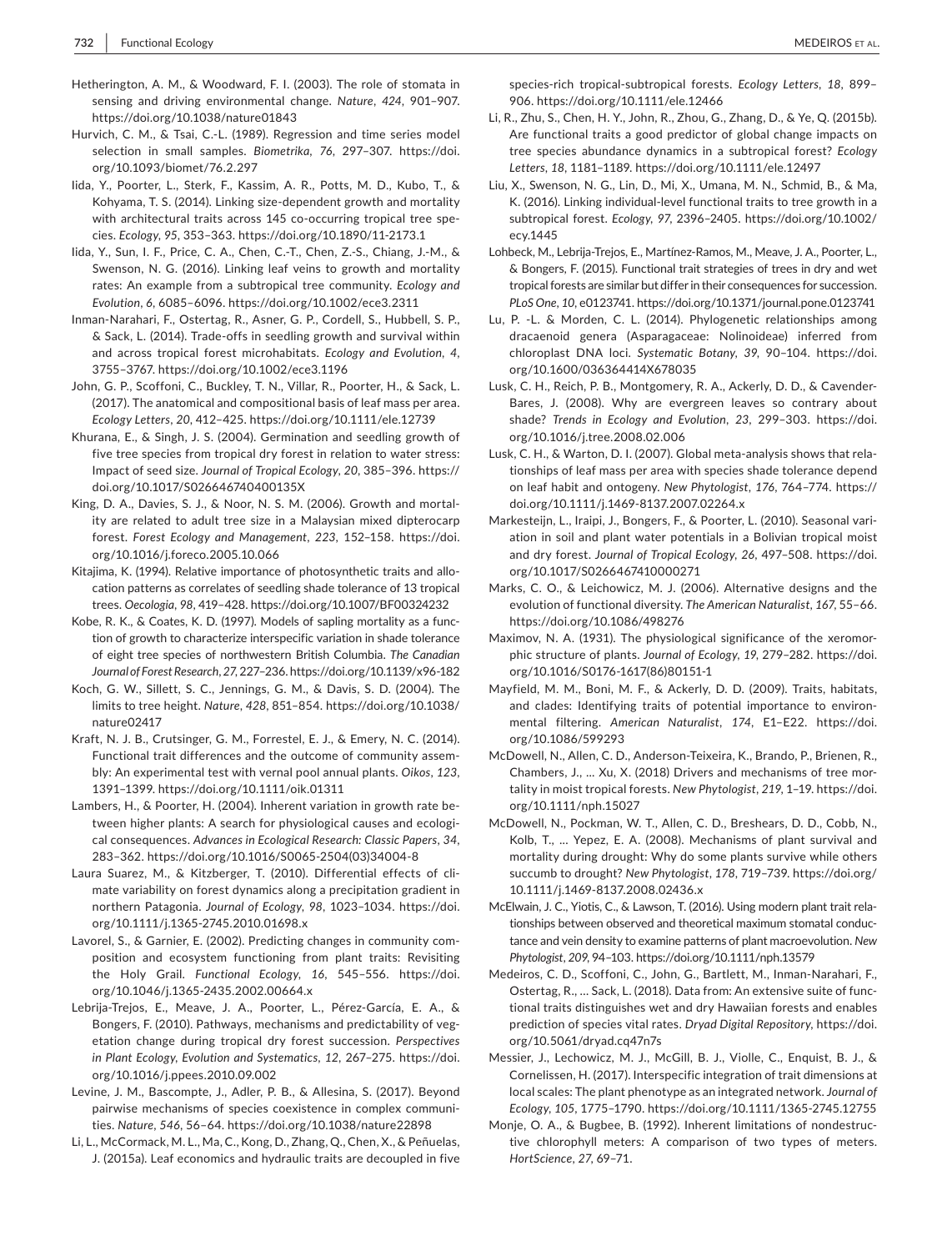Hetherington, A. M., & Woodward, F. I. (2003). The role of stomata in sensing and driving environmental change. *Nature*, *424*, 901–907. https://doi.org/10.1038/nature01843

Hurvich, C. M., & Tsai, C.-L. (1989). Regression and time series model selection in small samples. *Biometrika*, *76*, 297–307. https://doi.org/10.1093/biomet/76.2.297

Iida, Y., Poorter, L., Sterk, F., Kassim, A. R., Potts, M. D., Kubo, T., & Kohyama, T. S. (2014). Linking size-dependent growth and mortality with architectural traits across 145 co-occurring tropical tree species. *Ecology*, *95*, 353–363. https://doi.org/10.1890/11-2173.1

Iida, Y., Sun, I. F., Price, C. A., Chen, C.-T., Chen, Z.-S., Chiang, J.-M., & Swenson, N. G. (2016). Linking leaf veins to growth and mortality rates: An example from a subtropical tree community. *Ecology and Evolution*, *6*, 6085–6096. https://doi.org/10.1002/ece3.2311

Inman-Narahari, F., Ostertag, R., Asner, G. P., Cordell, S., Hubbell, S. P., & Sack, L. (2014). Trade-offs in seedling growth and survival within and across tropical forest microhabitats. *Ecology and Evolution*, *4*, 3755–3767. https://doi.org/10.1002/ece3.1196

John, G. P., Scoffoni, C., Buckley, T. N., Villar, R., Poorter, H., & Sack, L. (2017). The anatomical and compositional basis of leaf mass per area. *Ecology Letters*, *20*, 412–425. https://doi.org/10.1111/ele.12739

Khurana, E., & Singh, J. S. (2004). Germination and seedling growth of five tree species from tropical dry forest in relation to water stress: Impact of seed size. *Journal of Tropical Ecology*, *20*, 385–396. https://doi.org/10.1017/S026646740400135X

King, D. A., Davies, S. J., & Noor, N. S. M. (2006). Growth and mortality are related to adult tree size in a Malaysian mixed dipterocarp forest. *Forest Ecology and Management*, *223*, 152–158. https://doi.org/10.1016/j.foreco.2005.10.066

Kitajima, K. (1994). Relative importance of photosynthetic traits and allocation patterns as correlates of seedling shade tolerance of 13 tropical trees. *Oecologia*, *98*, 419–428. https://doi.org/10.1007/BF00324232

Kobe, R. K., & Coates, K. D. (1997). Models of sapling mortality as a function of growth to characterize interspecific variation in shade tolerance of eight tree species of northwestern British Columbia. *The Canadian Journal of Forest Research*, *27*, 227–236. https://doi.org/10.1139/x96-182

Koch, G. W., Sillett, S. C., Jennings, G. M., & Davis, S. D. (2004). The limits to tree height. *Nature*, *428*, 851–854. https://doi.org/10.1038/nature02417

Kraft, N. J. B., Crutsinger, G. M., Forrestel, E. J., & Emery, N. C. (2014). Functional trait differences and the outcome of community assembly: An experimental test with vernal pool annual plants. *Oikos*, *123*, 1391–1399. https://doi.org/10.1111/oik.01311

Lambers, H., & Poorter, H. (2004). Inherent variation in growth rate between higher plants: A search for physiological causes and ecological consequences. *Advances in Ecological Research: Classic Papers*, *34*, 283–362. https://doi.org/10.1016/S0065-2504(03)34004-8

Laura Suarez, M., & Kitzberger, T. (2010). Differential effects of climate variability on forest dynamics along a precipitation gradient in northern Patagonia. *Journal of Ecology*, *98*, 1023–1034. https://doi.org/10.1111/j.1365-2745.2010.01698.x

Lavorel, S., & Garnier, E. (2002). Predicting changes in community composition and ecosystem functioning from plant traits: Revisiting the Holy Grail. *Functional Ecology*, *16*, 545–556. https://doi.org/10.1046/j.1365-2435.2002.00664.x

Lebrija-Trejos, E., Meave, J. A., Poorter, L., Pérez-García, E. A., & Bongers, F. (2010). Pathways, mechanisms and predictability of vegetation change during tropical dry forest succession. *Perspectives in Plant Ecology, Evolution and Systematics*, *12*, 267–275. https://doi.org/10.1016/j.ppees.2010.09.002

Levine, J. M., Bascompte, J., Adler, P. B., & Allesina, S. (2017). Beyond pairwise mechanisms of species coexistence in complex communities. *Nature*, *546*, 56–64. https://doi.org/10.1038/nature22898

Li, L., McCormack, M. L., Ma, C., Kong, D., Zhang, Q., Chen, X., & Peñuelas, J. (2015a). Leaf economics and hydraulic traits are decoupled in five species-rich tropical-subtropical forests. *Ecology Letters*, *18*, 899–906. https://doi.org/10.1111/ele.12466

Li, R., Zhu, S., Chen, H. Y., John, R., Zhou, G., Zhang, D., & Ye, Q. (2015b). Are functional traits a good predictor of global change impacts on tree species abundance dynamics in a subtropical forest? *Ecology Letters*, *18*, 1181–1189. https://doi.org/10.1111/ele.12497

Liu, X., Swenson, N. G., Lin, D., Mi, X., Umana, M. N., Schmid, B., & Ma, K. (2016). Linking individual-level functional traits to tree growth in a subtropical forest. *Ecology*, *97*, 2396–2405. https://doi.org/10.1002/ecy.1445

Lohbeck, M., Lebrija-Trejos, E., Martínez-Ramos, M., Meave, J. A., Poorter, L., & Bongers, F. (2015). Functional trait strategies of trees in dry and wet tropical forests are similar but differ in their consequences for succession. *PLoS One*, *10*, e0123741. https://doi.org/10.1371/journal.pone.0123741

Lu, P. -L. & Morden, C. L. (2014). Phylogenetic relationships among dracaenoid genera (Asparagaceae: Nolinoideae) inferred from chloroplast DNA loci. *Systematic Botany*, *39*, 90–104. https://doi.org/10.1600/036364414X678035

Lusk, C. H., Reich, P. B., Montgomery, R. A., Ackerly, D. D., & Cavender-Bares, J. (2008). Why are evergreen leaves so contrary about shade? *Trends in Ecology and Evolution*, *23*, 299–303. https://doi.org/10.1016/j.tree.2008.02.006

Lusk, C. H., & Warton, D. I. (2007). Global meta-analysis shows that relationships of leaf mass per area with species shade tolerance depend on leaf habit and ontogeny. *New Phytologist*, *176*, 764–774. https://doi.org/10.1111/j.1469-8137.2007.02264.x

Markesteijn, L., Iraipi, J., Bongers, F., & Poorter, L. (2010). Seasonal variation in soil and plant water potentials in a Bolivian tropical moist and dry forest. *Journal of Tropical Ecology*, *26*, 497–508. https://doi.org/10.1017/S0266467410000271

Marks, C. O., & Leichowicz, M. J. (2006). Alternative designs and the evolution of functional diversity. *The American Naturalist*, *167*, 55–66. https://doi.org/10.1086/498276

Maximov, N. A. (1931). The physiological significance of the xeromorphic structure of plants. *Journal of Ecology*, *19*, 279–282. https://doi.org/10.1016/S0176-1617(86)80151-1

Mayfield, M. M., Boni, M. F., & Ackerly, D. D. (2009). Traits, habitats, and clades: Identifying traits of potential importance to environmental filtering. *American Naturalist*, *174*, E1–E22. https://doi.org/10.1086/599293

McDowell, N., Allen, C. D., Anderson-Teixeira, K., Brando, P., Brienen, R., Chambers, J., ... Xu, X. (2018) Drivers and mechanisms of tree mortality in moist tropical forests. *New Phytologist*, *219*, 1–19. https://doi.org/10.1111/nph.15027

McDowell, N., Pockman, W. T., Allen, C. D., Breshears, D. D., Cobb, N., Kolb, T., ... Yepez, E. A. (2008). Mechanisms of plant survival and mortality during drought: Why do some plants survive while others succumb to drought? *New Phytologist*, *178*, 719–739. https://doi.org/10.1111/j.1469-8137.2008.02436.x

McElwain, J. C., Yiotis, C., & Lawson, T. (2016). Using modern plant trait relationships between observed and theoretical maximum stomatal conductance and vein density to examine patterns of plant macroevolution. *New Phytologist*, *209*, 94–103. https://doi.org/10.1111/nph.13579

Medeiros, C. D., Scoffoni, C., John, G., Bartlett, M., Inman-Narahari, F., Ostertag, R., ... Sack, L. (2018). Data from: An extensive suite of functional traits distinguishes wet and dry Hawaiian forests and enables prediction of species vital rates. *Dryad Digital Repository*, https://doi.org/10.5061/dryad.cq47n7s

Messier, J., Lechowicz, M. J., McGill, B. J., Violle, C., Enquist, B. J., & Cornelissen, H. (2017). Interspecific integration of trait dimensions at local scales: The plant phenotype as an integrated network. *Journal of Ecology*, *105*, 1775–1790. https://doi.org/10.1111/1365-2745.12755

Monje, O. A., & Bugbee, B. (1992). Inherent limitations of nondestructive chlorophyll meters: A comparison of two types of meters. *HortScience*, *27*, 69–71.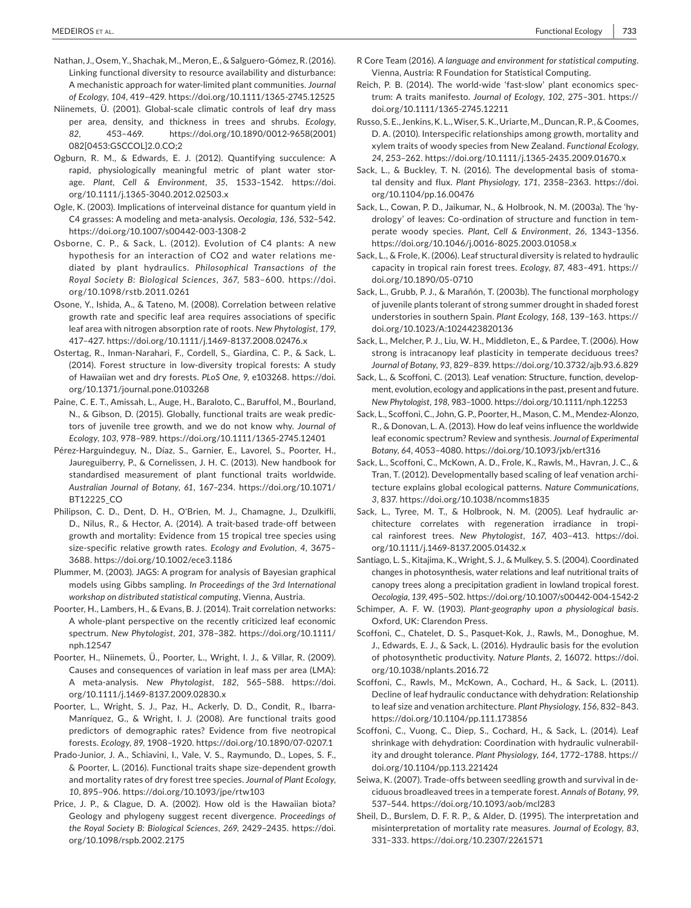Nathan, J., Osem, Y., Shachak, M., Meron, E., & Salguero-Gómez, R. (2016). Linking functional diversity to resource availability and disturbance: A mechanistic approach for water-limited plant communities. *Journal of Ecology*, *104*, 419–429. https://doi.org/10.1111/1365-2745.12525

Niinemets, Ü. (2001). Global-scale climatic controls of leaf dry mass per area, density, and thickness in trees and shrubs. *Ecology*, *82*, 453–469. https://doi.org/10.1890/0012-9658(2001)082[0453:GSCCOL]2.0.CO;2

Ogburn, R. M., & Edwards, E. J. (2012). Quantifying succulence: A rapid, physiologically meaningful metric of plant water storage. *Plant, Cell & Environment*, *35*, 1533–1542. https://doi.org/10.1111/j.1365-3040.2012.02503.x

Ogle, K. (2003). Implications of interveinal distance for quantum yield in C4 grasses: A modeling and meta-analysis. *Oecologia*, *136*, 532–542. https://doi.org/10.1007/s00442-003-1308-2

Osborne, C. P., & Sack, L. (2012). Evolution of C4 plants: A new hypothesis for an interaction of CO2 and water relations mediated by plant hydraulics. *Philosophical Transactions of the Royal Society B: Biological Sciences*, *367*, 583–600. https://doi.org/10.1098/rstb.2011.0261

Osone, Y., Ishida, A., & Tateno, M. (2008). Correlation between relative growth rate and specific leaf area requires associations of specific leaf area with nitrogen absorption rate of roots. *New Phytologist*, *179*, 417–427. https://doi.org/10.1111/j.1469-8137.2008.02476.x

Ostertag, R., Inman-Narahari, F., Cordell, S., Giardina, C. P., & Sack, L. (2014). Forest structure in low-diversity tropical forests: A study of Hawaiian wet and dry forests. *PLoS One*, *9*, e103268. https://doi.org/10.1371/journal.pone.0103268

Paine, C. E. T., Amissah, L., Auge, H., Baraloto, C., Baruffol, M., Bourland, N., & Gibson, D. (2015). Globally, functional traits are weak predictors of juvenile tree growth, and we do not know why. *Journal of Ecology*, *103*, 978–989. https://doi.org/10.1111/1365-2745.12401

Pérez-Harguindeguy, N., Díaz, S., Garnier, E., Lavorel, S., Poorter, H., Jaureguiberry, P., & Cornelissen, J. H. C. (2013). New handbook for standardised measurement of plant functional traits worldwide. *Australian Journal of Botany*, *61*, 167–234. https://doi.org/10.1071/BT12225_CO

Philipson, C. D., Dent, D. H., O'Brien, M. J., Chamagne, J., Dzulkifli, D., Nilus, R., & Hector, A. (2014). A trait-based trade-off between growth and mortality: Evidence from 15 tropical tree species using size-specific relative growth rates. *Ecology and Evolution*, *4*, 3675–3688. https://doi.org/10.1002/ece3.1186

Plummer, M. (2003). JAGS: A program for analysis of Bayesian graphical models using Gibbs sampling. *In Proceedings of the 3rd International workshop on distributed statistical computing*, Vienna, Austria.

Poorter, H., Lambers, H., & Evans, B. J. (2014). Trait correlation networks: A whole-plant perspective on the recently criticized leaf economic spectrum. *New Phytologist*, *201*, 378–382. https://doi.org/10.1111/nph.12547

Poorter, H., Niinemets, Ü., Poorter, L., Wright, I. J., & Villar, R. (2009). Causes and consequences of variation in leaf mass per area (LMA): A meta-analysis. *New Phytologist*, *182*, 565–588. https://doi.org/10.1111/j.1469-8137.2009.02830.x

Poorter, L., Wright, S. J., Paz, H., Ackerly, D. D., Condit, R., Ibarra-Manríquez, G., & Wright, I. J. (2008). Are functional traits good predictors of demographic rates? Evidence from five neotropical forests. *Ecology*, *89*, 1908–1920. https://doi.org/10.1890/07-0207.1

Prado-Junior, J. A., Schiavini, I., Vale, V. S., Raymundo, D., Lopes, S. F., & Poorter, L. (2016). Functional traits shape size-dependent growth and mortality rates of dry forest tree species. *Journal of Plant Ecology*, *10*, 895–906. https://doi.org/10.1093/jpe/rtw103

Price, J. P., & Clague, D. A. (2002). How old is the Hawaiian biota? Geology and phylogeny suggest recent divergence. *Proceedings of the Royal Society B: Biological Sciences*, *269*, 2429–2435. https://doi.org/10.1098/rspb.2002.2175

R Core Team (2016). *A language and environment for statistical computing*. Vienna, Austria: R Foundation for Statistical Computing.

Reich, P. B. (2014). The world-wide 'fast-slow' plant economics spectrum: A traits manifesto. *Journal of Ecology*, *102*, 275–301. https://doi.org/10.1111/1365-2745.12211

Russo, S. E., Jenkins, K. L., Wiser, S. K., Uriarte, M., Duncan, R. P., & Coomes, D. A. (2010). Interspecific relationships among growth, mortality and xylem traits of woody species from New Zealand. *Functional Ecology*, *24*, 253–262. https://doi.org/10.1111/j.1365-2435.2009.01670.x

Sack, L., & Buckley, T. N. (2016). The developmental basis of stomatal density and flux. *Plant Physiology*, *171*, 2358–2363. https://doi.org/10.1104/pp.16.00476

Sack, L., Cowan, P. D., Jaikumar, N., & Holbrook, N. M. (2003a). The 'hydrology' of leaves: Co-ordination of structure and function in temperate woody species. *Plant, Cell & Environment*, *26*, 1343–1356. https://doi.org/10.1046/j.0016-8025.2003.01058.x

Sack, L., & Frole, K. (2006). Leaf structural diversity is related to hydraulic capacity in tropical rain forest trees. *Ecology*, *87*, 483–491. https://doi.org/10.1890/05-0710

Sack, L., Grubb, P. J., & Marañón, T. (2003b). The functional morphology of juvenile plants tolerant of strong summer drought in shaded forest understories in southern Spain. *Plant Ecology*, *168*, 139–163. https://doi.org/10.1023/A:1024423820136

Sack, L., Melcher, P. J., Liu, W. H., Middleton, E., & Pardee, T. (2006). How strong is intracanopy leaf plasticity in temperate deciduous trees? *Journal of Botany*, *93*, 829–839. https://doi.org/10.3732/ajb.93.6.829

Sack, L., & Scoffoni, C. (2013). Leaf venation: Structure, function, development, evolution, ecology and applications in the past, present and future. *New Phytologist*, *198*, 983–1000. https://doi.org/10.1111/nph.12253

Sack, L., Scoffoni, C., John, G. P., Poorter, H., Mason, C. M., Mendez-Alonzo, R., & Donovan, L. A. (2013). How do leaf veins influence the worldwide leaf economic spectrum? Review and synthesis. *Journal of Experimental Botany*, *64*, 4053–4080. https://doi.org/10.1093/jxb/ert316

Sack, L., Scoffoni, C., McKown, A. D., Frole, K., Rawls, M., Havran, J. C., & Tran, T. (2012). Developmentally based scaling of leaf venation architecture explains global ecological patterns. *Nature Communications*, *3*, 837. https://doi.org/10.1038/ncomms1835

Sack, L., Tyree, M. T., & Holbrook, N. M. (2005). Leaf hydraulic architecture correlates with regeneration irradiance in tropical rainforest trees. *New Phytologist*, *167*, 403–413. https://doi.org/10.1111/j.1469-8137.2005.01432.x

Santiago, L. S., Kitajima, K., Wright, S. J., & Mulkey, S. S. (2004). Coordinated changes in photosynthesis, water relations and leaf nutritional traits of canopy trees along a precipitation gradient in lowland tropical forest. *Oecologia*, *139*, 495–502. https://doi.org/10.1007/s00442-004-1542-2

Schimper, A. F. W. (1903). *Plant-geography upon a physiological basis*. Oxford, UK: Clarendon Press.

Scoffoni, C., Chatelet, D. S., Pasquet-Kok, J., Rawls, M., Donoghue, M. J., Edwards, E. J., & Sack, L. (2016). Hydraulic basis for the evolution of photosynthetic productivity. *Nature Plants*, *2*, 16072. https://doi.org/10.1038/nplants.2016.72

Scoffoni, C., Rawls, M., McKown, A., Cochard, H., & Sack, L. (2011). Decline of leaf hydraulic conductance with dehydration: Relationship to leaf size and venation architecture. *Plant Physiology*, *156*, 832–843. https://doi.org/10.1104/pp.111.173856

Scoffoni, C., Vuong, C., Diep, S., Cochard, H., & Sack, L. (2014). Leaf shrinkage with dehydration: Coordination with hydraulic vulnerability and drought tolerance. *Plant Physiology*, *164*, 1772–1788. https://doi.org/10.1104/pp.113.221424

Seiwa, K. (2007). Trade-offs between seedling growth and survival in deciduous broadleaved trees in a temperate forest. *Annals of Botany*, *99*, 537–544. https://doi.org/10.1093/aob/mcl283

Sheil, D., Burslem, D. F. R. P., & Alder, D. (1995). The interpretation and misinterpretation of mortality rate measures. *Journal of Ecology*, *83*, 331–333. https://doi.org/10.2307/2261571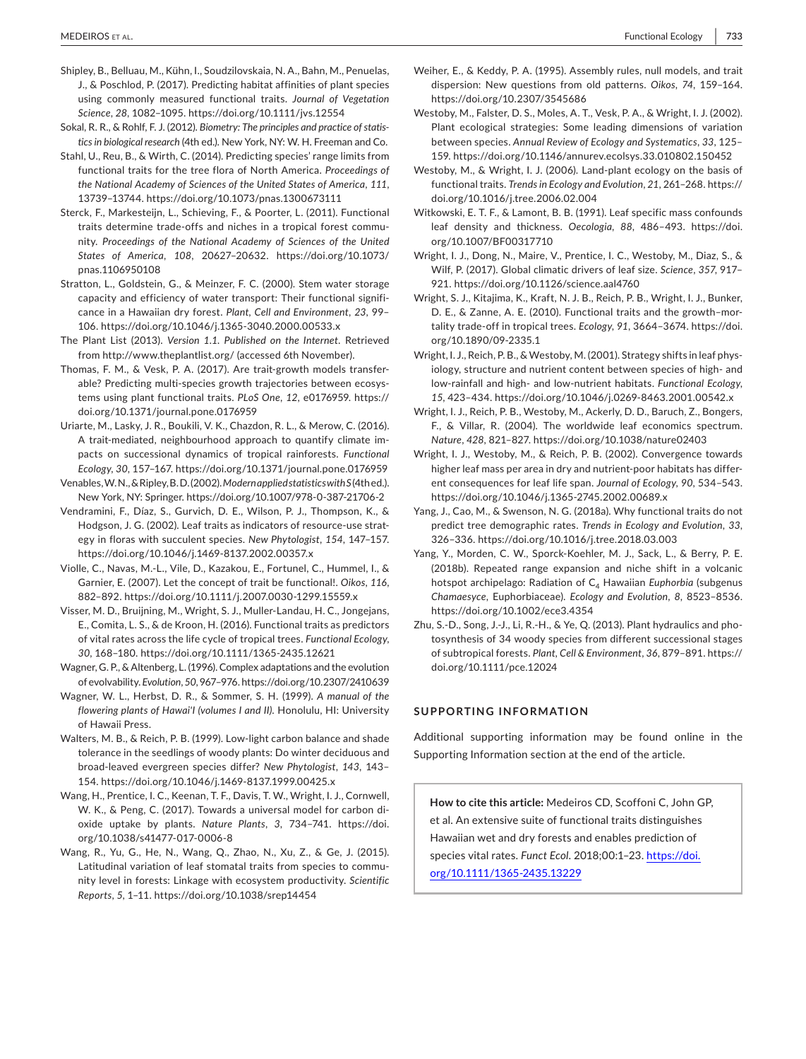Shipley, B., Belluau, M., Kühn, I., Soudzilovskaia, N. A., Bahn, M., Penuelas, J., & Poschlod, P. (2017). Predicting habitat affinities of plant species using commonly measured functional traits. *Journal of Vegetation Science*, *28*, 1082–1095. https://doi.org/10.1111/jvs.12554

Sokal, R. R., & Rohlf, F. J. (2012). *Biometry: The principles and practice of statistics in biological research* (4th ed.). New York, NY: W. H. Freeman and Co.

Stahl, U., Reu, B., & Wirth, C. (2014). Predicting species' range limits from functional traits for the tree flora of North America. *Proceedings of the National Academy of Sciences of the United States of America*, *111*, 13739–13744. https://doi.org/10.1073/pnas.1300673111

Sterck, F., Markesteijn, L., Schieving, F., & Poorter, L. (2011). Functional traits determine trade-offs and niches in a tropical forest community. *Proceedings of the National Academy of Sciences of the United States of America*, *108*, 20627–20632. https://doi.org/10.1073/pnas.1106950108

Stratton, L., Goldstein, G., & Meinzer, F. C. (2000). Stem water storage capacity and efficiency of water transport: Their functional significance in a Hawaiian dry forest. *Plant, Cell and Environment*, *23*, 99–106. https://doi.org/10.1046/j.1365-3040.2000.00533.x

The Plant List (2013). *Version 1.1. Published on the Internet*. Retrieved from http://www.theplantlist.org/ (accessed 6th November).

Thomas, F. M., & Vesk, P. A. (2017). Are trait-growth models transferable? Predicting multi-species growth trajectories between ecosystems using plant functional traits. *PLoS One*, *12*, e0176959. https://doi.org/10.1371/journal.pone.0176959

Uriarte, M., Lasky, J. R., Boukili, V. K., Chazdon, R. L., & Merow, C. (2016). A trait-mediated, neighbourhood approach to quantify climate impacts on successional dynamics of tropical rainforests. *Functional Ecology*, *30*, 157–167. https://doi.org/10.1371/journal.pone.0176959

Venables, W. N., & Ripley, B. D. (2002). *Modern applied statistics with S* (4th ed.). New York, NY: Springer. https://doi.org/10.1007/978-0-387-21706-2

Vendramini, F., Díaz, S., Gurvich, D. E., Wilson, P. J., Thompson, K., & Hodgson, J. G. (2002). Leaf traits as indicators of resource-use strategy in floras with succulent species. *New Phytologist*, *154*, 147–157. https://doi.org/10.1046/j.1469-8137.2002.00357.x

Violle, C., Navas, M.-L., Vile, D., Kazakou, E., Fortunel, C., Hummel, I., & Garnier, E. (2007). Let the concept of trait be functional!. *Oikos*, *116*, 882–892. https://doi.org/10.1111/j.2007.0030-1299.15559.x

Visser, M. D., Bruijning, M., Wright, S. J., Muller-Landau, H. C., Jongejans, E., Comita, L. S., & de Kroon, H. (2016). Functional traits as predictors of vital rates across the life cycle of tropical trees. *Functional Ecology*, *30*, 168–180. https://doi.org/10.1111/1365-2435.12621

Wagner, G. P., & Altenberg, L. (1996). Complex adaptations and the evolution of evolvability. *Evolution*, *50*, 967–976. https://doi.org/10.2307/2410639

Wagner, W. L., Herbst, D. R., & Sommer, S. H. (1999). *A manual of the flowering plants of Hawai'I (volumes I and II)*. Honolulu, HI: University of Hawaii Press.

Walters, M. B., & Reich, P. B. (1999). Low-light carbon balance and shade tolerance in the seedlings of woody plants: Do winter deciduous and broad-leaved evergreen species differ? *New Phytologist*, *143*, 143–154. https://doi.org/10.1046/j.1469-8137.1999.00425.x

Wang, H., Prentice, I. C., Keenan, T. F., Davis, T. W., Wright, I. J., Cornwell, W. K., & Peng, C. (2017). Towards a universal model for carbon dioxide uptake by plants. *Nature Plants*, *3*, 734–741. https://doi.org/10.1038/s41477-017-0006-8

Wang, R., Yu, G., He, N., Wang, Q., Zhao, N., Xu, Z., & Ge, J. (2015). Latitudinal variation of leaf stomatal traits from species to community level in forests: Linkage with ecosystem productivity. *Scientific Reports*, *5*, 1–11. https://doi.org/10.1038/srep14454

Weiher, E., & Keddy, P. A. (1995). Assembly rules, null models, and trait dispersion: New questions from old patterns. *Oikos*, *74*, 159–164. https://doi.org/10.2307/3545686

Westoby, M., Falster, D. S., Moles, A. T., Vesk, P. A., & Wright, I. J. (2002). Plant ecological strategies: Some leading dimensions of variation between species. *Annual Review of Ecology and Systematics*, *33*, 125–159. https://doi.org/10.1146/annurev.ecolsys.33.010802.150452

Westoby, M., & Wright, I. J. (2006). Land-plant ecology on the basis of functional traits. *Trends in Ecology and Evolution*, *21*, 261–268. https://doi.org/10.1016/j.tree.2006.02.004

Witkowski, E. T. F., & Lamont, B. B. (1991). Leaf specific mass confounds leaf density and thickness. *Oecologia*, *88*, 486–493. https://doi.org/10.1007/BF00317710

Wright, I. J., Dong, N., Maire, V., Prentice, I. C., Westoby, M., Diaz, S., & Wilf, P. (2017). Global climatic drivers of leaf size. *Science*, *357*, 917–921. https://doi.org/10.1126/science.aal4760

Wright, S. J., Kitajima, K., Kraft, N. J. B., Reich, P. B., Wright, I. J., Bunker, D. E., & Zanne, A. E. (2010). Functional traits and the growth–mortality trade-off in tropical trees. *Ecology*, *91*, 3664–3674. https://doi.org/10.1890/09-2335.1

Wright, I. J., Reich, P. B., & Westoby, M. (2001). Strategy shifts in leaf physiology, structure and nutrient content between species of high- and low-rainfall and high- and low-nutrient habitats. *Functional Ecology*, *15*, 423–434. https://doi.org/10.1046/j.0269-8463.2001.00542.x

Wright, I. J., Reich, P. B., Westoby, M., Ackerly, D. D., Baruch, Z., Bongers, F., & Villar, R. (2004). The worldwide leaf economics spectrum. *Nature*, *428*, 821–827. https://doi.org/10.1038/nature02403

Wright, I. J., Westoby, M., & Reich, P. B. (2002). Convergence towards higher leaf mass per area in dry and nutrient-poor habitats has different consequences for leaf life span. *Journal of Ecology*, *90*, 534–543. https://doi.org/10.1046/j.1365-2745.2002.00689.x

Yang, J., Cao, M., & Swenson, N. G. (2018a). Why functional traits do not predict tree demographic rates. *Trends in Ecology and Evolution*, *33*, 326–336. https://doi.org/10.1016/j.tree.2018.03.003

Yang, Y., Morden, C. W., Sporck-Koehler, M. J., Sack, L., & Berry, P. E. (2018b). Repeated range expansion and niche shift in a volcanic hotspot archipelago: Radiation of $C_4$ Hawaiian *Euphorbia* (subgenus *Chamaesyce*, Euphorbiaceae). *Ecology and Evolution*, *8*, 8523–8536. https://doi.org/10.1002/ece3.4354

Zhu, S.-D., Song, J.-J., Li, R.-H., & Ye, Q. (2013). Plant hydraulics and photosynthesis of 34 woody species from different successional stages of subtropical forests. *Plant, Cell & Environment*, *36*, 879–891. https://doi.org/10.1111/pce.12024

## SUPPORTING INFORMATION

Additional supporting information may be found online in the Supporting Information section at the end of the article.

**How to cite this article:** Medeiros CD, Scoffoni C, John GP, et al. An extensive suite of functional traits distinguishes Hawaiian wet and dry forests and enables prediction of species vital rates. *Funct Ecol*. 2018;00:1–23. https://doi.org/10.1111/1365-2435.13229